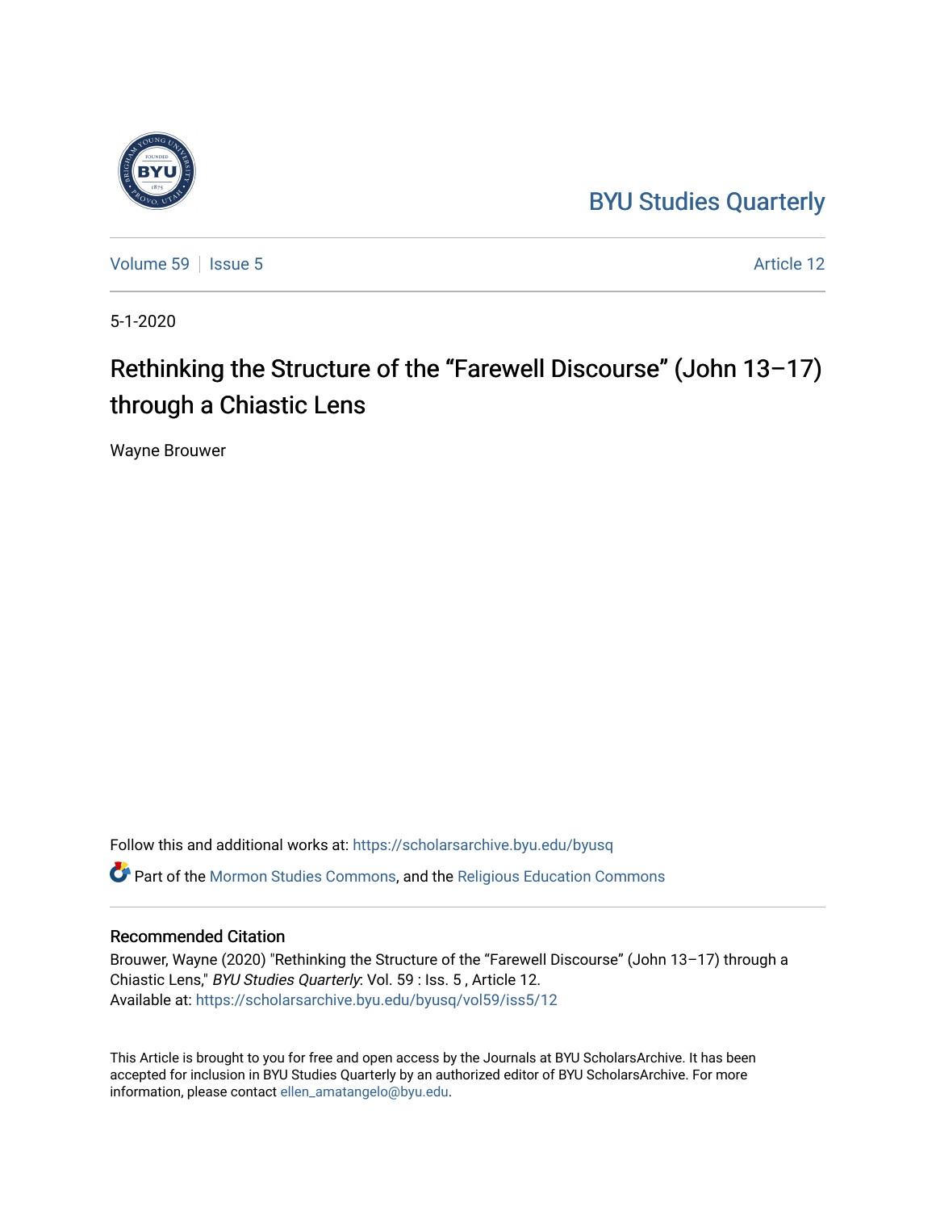BYU Studies Quarterly

Volume 59 | Issue 5 | Article 12

5-1-2020

# Rethinking the Structure of the "Farewell Discourse" (John 13–17) through a Chiastic Lens

Wayne Brouwer

Follow this and additional works at: https://scholarsarchive.byu.edu/byusq

Part of the Mormon Studies Commons, and the Religious Education Commons

## Recommended Citation

Brouwer, Wayne (2020) "Rethinking the Structure of the "Farewell Discourse" (John 13–17) through a Chiastic Lens," *BYU Studies Quarterly*: Vol. 59 : Iss. 5 , Article 12.
Available at: https://scholarsarchive.byu.edu/byusq/vol59/iss5/12

This Article is brought to you for free and open access by the Journals at BYU ScholarsArchive. It has been accepted for inclusion in BYU Studies Quarterly by an authorized editor of BYU ScholarsArchive. For more information, please contact ellen_amatangelo@byu.edu.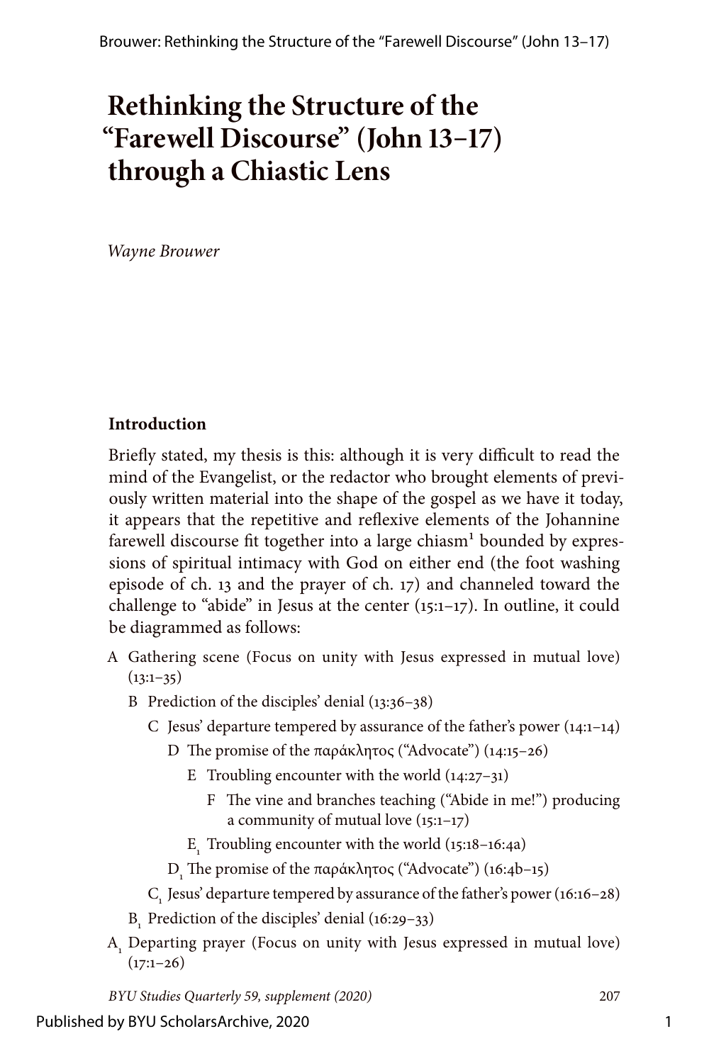# Rethinking the Structure of the “Farewell Discourse” (John 13–17) through a Chiastic Lens

*Wayne Brouwer*

### Introduction

Briefly stated, my thesis is this: although it is very difficult to read the mind of the Evangelist, or the redactor who brought elements of previously written material into the shape of the gospel as we have it today, it appears that the repetitive and reflexive elements of the Johannine farewell discourse fit together into a large chiasm[1] bounded by expressions of spiritual intimacy with God on either end (the foot washing episode of ch. 13 and the prayer of ch. 17) and channeled toward the challenge to “abide” in Jesus at the center (15:1–17). In outline, it could be diagrammed as follows:

- A Gathering scene (Focus on unity with Jesus expressed in mutual love) (13:1–35)
  - B Prediction of the disciples’ denial (13:36–38)
    - C Jesus’ departure tempered by assurance of the father’s power (14:1–14)
      - D The promise of the παράκλητος (“Advocate”) (14:15–26)
        - E Troubling encounter with the world (14:27–31)
          - F The vine and branches teaching (“Abide in me!”) producing a community of mutual love (15:1–17)
        - $E_1$ Troubling encounter with the world (15:18–16:4a)
      - $D_1$ The promise of the παράκλητος (“Advocate”) (16:4b–15)
    - $C_1$ Jesus’ departure tempered by assurance of the father’s power (16:16–28)
  - $B_1$ Prediction of the disciples’ denial (16:29–33)
- $A_1$ Departing prayer (Focus on unity with Jesus expressed in mutual love) (17:1–26)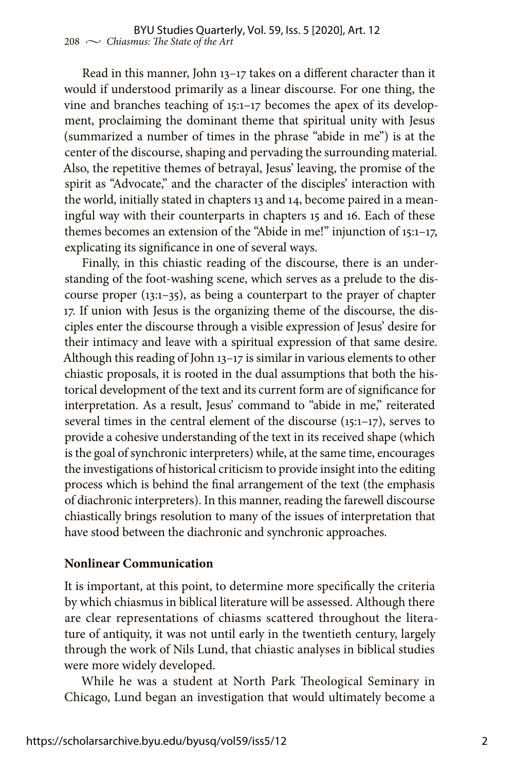Read in this manner, John 13–17 takes on a different character than it would if understood primarily as a linear discourse. For one thing, the vine and branches teaching of 15:1–17 becomes the apex of its development, proclaiming the dominant theme that spiritual unity with Jesus (summarized a number of times in the phrase "abide in me") is at the center of the discourse, shaping and pervading the surrounding material. Also, the repetitive themes of betrayal, Jesus' leaving, the promise of the spirit as "Advocate," and the character of the disciples' interaction with the world, initially stated in chapters 13 and 14, become paired in a meaningful way with their counterparts in chapters 15 and 16. Each of these themes becomes an extension of the "Abide in me!" injunction of 15:1–17, explicating its significance in one of several ways.

Finally, in this chiastic reading of the discourse, there is an understanding of the foot-washing scene, which serves as a prelude to the discourse proper (13:1–35), as being a counterpart to the prayer of chapter 17. If union with Jesus is the organizing theme of the discourse, the disciples enter the discourse through a visible expression of Jesus' desire for their intimacy and leave with a spiritual expression of that same desire. Although this reading of John 13–17 is similar in various elements to other chiastic proposals, it is rooted in the dual assumptions that both the historical development of the text and its current form are of significance for interpretation. As a result, Jesus' command to "abide in me," reiterated several times in the central element of the discourse (15:1–17), serves to provide a cohesive understanding of the text in its received shape (which is the goal of synchronic interpreters) while, at the same time, encourages the investigations of historical criticism to provide insight into the editing process which is behind the final arrangement of the text (the emphasis of diachronic interpreters). In this manner, reading the farewell discourse chiastically brings resolution to many of the issues of interpretation that have stood between the diachronic and synchronic approaches.

**Nonlinear Communication**

It is important, at this point, to determine more specifically the criteria by which chiasmus in biblical literature will be assessed. Although there are clear representations of chiasms scattered throughout the literature of antiquity, it was not until early in the twentieth century, largely through the work of Nils Lund, that chiastic analyses in biblical studies were more widely developed.

While he was a student at North Park Theological Seminary in Chicago, Lund began an investigation that would ultimately become a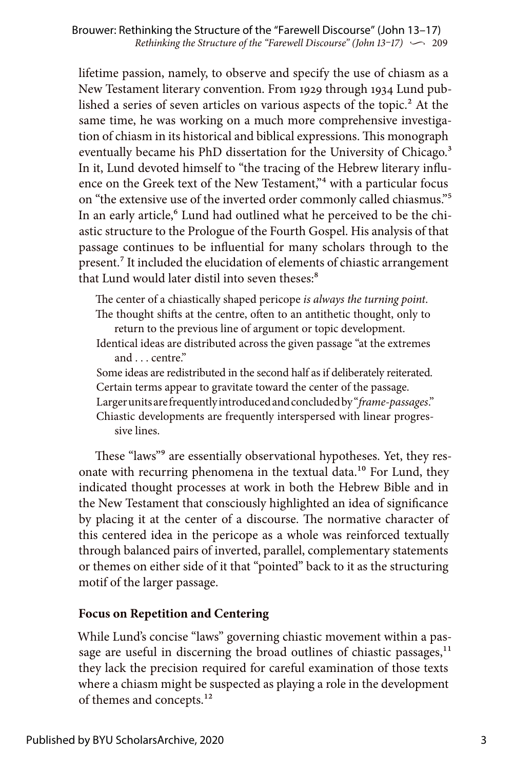lifetime passion, namely, to observe and specify the use of chiasm as a New Testament literary convention. From 1929 through 1934 Lund published a series of seven articles on various aspects of the topic.[2] At the same time, he was working on a much more comprehensive investigation of chiasm in its historical and biblical expressions. This monograph eventually became his PhD dissertation for the University of Chicago.[3] In it, Lund devoted himself to "the tracing of the Hebrew literary influence on the Greek text of the New Testament,"[4] with a particular focus on "the extensive use of the inverted order commonly called chiasmus."[5] In an early article,[6] Lund had outlined what he perceived to be the chiastic structure to the Prologue of the Fourth Gospel. His analysis of that passage continues to be influential for many scholars through to the present.[7] It included the elucidation of elements of chiastic arrangement that Lund would later distil into seven theses:[8]

> The center of a chiastically shaped pericope *is always the turning point*.
> The thought shifts at the centre, often to an antithetic thought, only to return to the previous line of argument or topic development.
> Identical ideas are distributed across the given passage "at the extremes and . . . centre."
> Some ideas are redistributed in the second half as if deliberately reiterated.
> Certain terms appear to gravitate toward the center of the passage.
> Larger units are frequently introduced and concluded by "*frame-passages*."
> Chiastic developments are frequently interspersed with linear progressive lines.

These "laws"[9] are essentially observational hypotheses. Yet, they resonate with recurring phenomena in the textual data.[10] For Lund, they indicated thought processes at work in both the Hebrew Bible and in the New Testament that consciously highlighted an idea of significance by placing it at the center of a discourse. The normative character of this centered idea in the pericope as a whole was reinforced textually through balanced pairs of inverted, parallel, complementary statements or themes on either side of it that "pointed" back to it as the structuring motif of the larger passage.

**Focus on Repetition and Centering**

While Lund's concise "laws" governing chiastic movement within a passage are useful in discerning the broad outlines of chiastic passages,[11] they lack the precision required for careful examination of those texts where a chiasm might be suspected as playing a role in the development of themes and concepts.[12]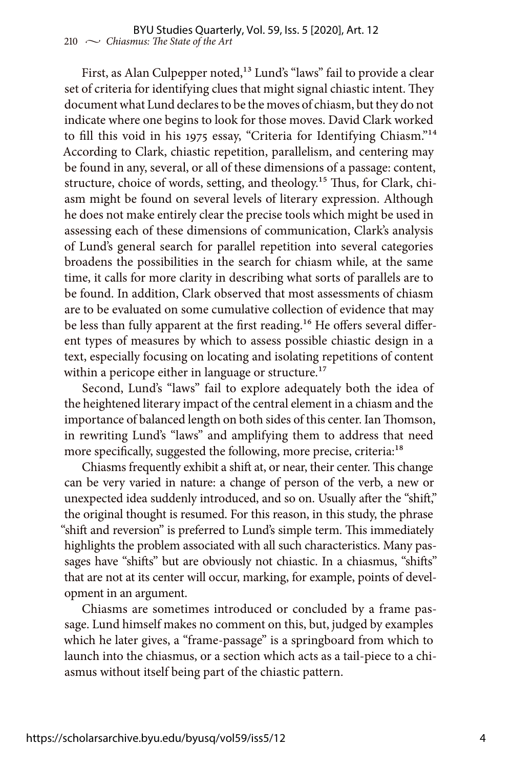First, as Alan Culpepper noted,[13] Lund's "laws" fail to provide a clear set of criteria for identifying clues that might signal chiastic intent. They document what Lund declares to be the moves of chiasm, but they do not indicate where one begins to look for those moves. David Clark worked to fill this void in his 1975 essay, "Criteria for Identifying Chiasm."[14] According to Clark, chiastic repetition, parallelism, and centering may be found in any, several, or all of these dimensions of a passage: content, structure, choice of words, setting, and theology.[15] Thus, for Clark, chiasm might be found on several levels of literary expression. Although he does not make entirely clear the precise tools which might be used in assessing each of these dimensions of communication, Clark's analysis of Lund's general search for parallel repetition into several categories broadens the possibilities in the search for chiasm while, at the same time, it calls for more clarity in describing what sorts of parallels are to be found. In addition, Clark observed that most assessments of chiasm are to be evaluated on some cumulative collection of evidence that may be less than fully apparent at the first reading.[16] He offers several different types of measures by which to assess possible chiastic design in a text, especially focusing on locating and isolating repetitions of content within a pericope either in language or structure.[17]

Second, Lund's "laws" fail to explore adequately both the idea of the heightened literary impact of the central element in a chiasm and the importance of balanced length on both sides of this center. Ian Thomson, in rewriting Lund's "laws" and amplifying them to address that need more specifically, suggested the following, more precise, criteria:[18]

> Chiasms frequently exhibit a shift at, or near, their center. This change can be very varied in nature: a change of person of the verb, a new or unexpected idea suddenly introduced, and so on. Usually after the "shift," the original thought is resumed. For this reason, in this study, the phrase "shift and reversion" is preferred to Lund's simple term. This immediately highlights the problem associated with all such characteristics. Many passages have "shifts" but are obviously not chiastic. In a chiasmus, "shifts" that are not at its center will occur, marking, for example, points of development in an argument.
>
> Chiasms are sometimes introduced or concluded by a frame passage. Lund himself makes no comment on this, but, judged by examples which he later gives, a "frame-passage" is a springboard from which to launch into the chiasmus, or a section which acts as a tail-piece to a chiasmus without itself being part of the chiastic pattern.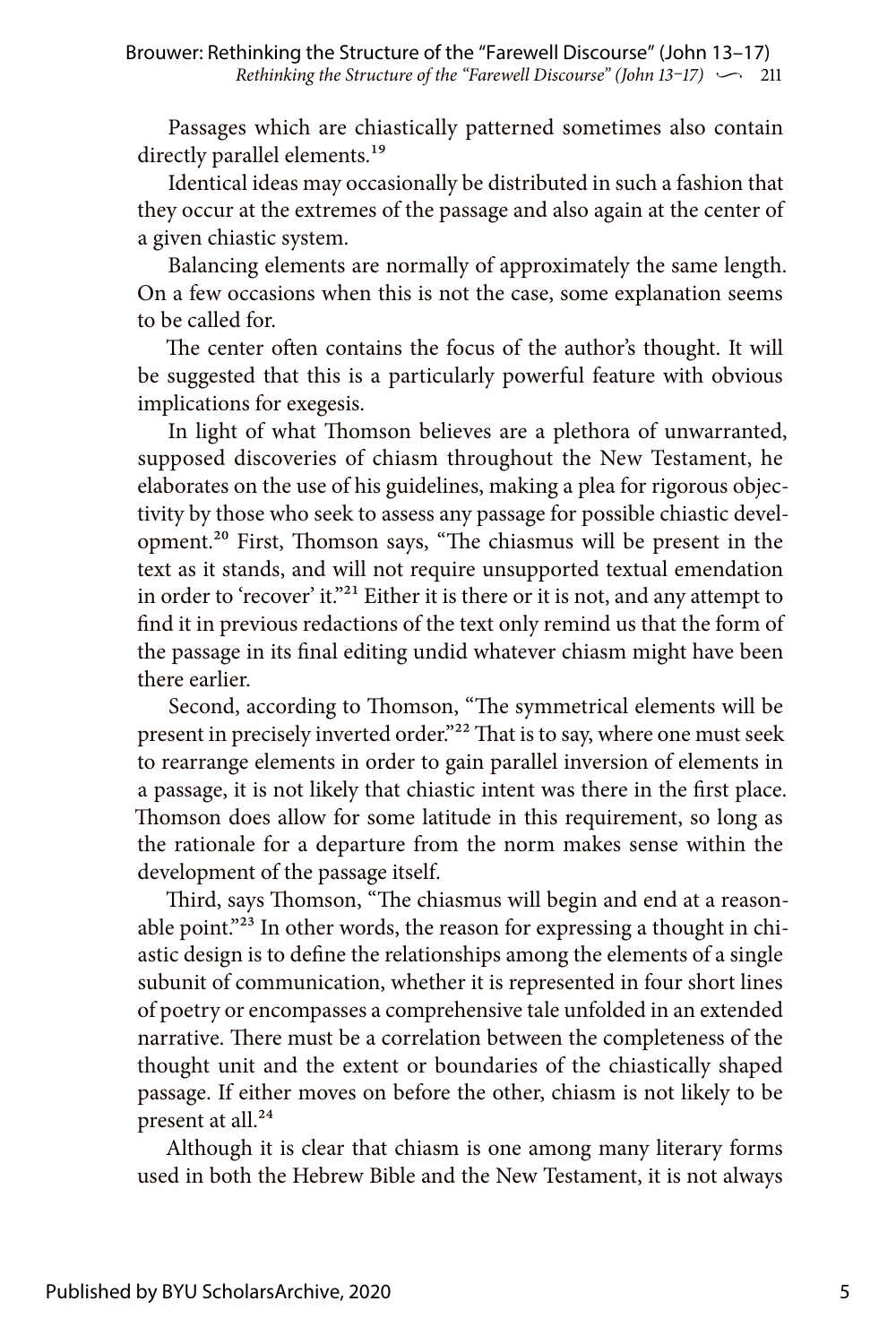Passages which are chiastically patterned sometimes also contain directly parallel elements.[19]

Identical ideas may occasionally be distributed in such a fashion that they occur at the extremes of the passage and also again at the center of a given chiastic system.

Balancing elements are normally of approximately the same length. On a few occasions when this is not the case, some explanation seems to be called for.

The center often contains the focus of the author's thought. It will be suggested that this is a particularly powerful feature with obvious implications for exegesis.

In light of what Thomson believes are a plethora of unwarranted, supposed discoveries of chiasm throughout the New Testament, he elaborates on the use of his guidelines, making a plea for rigorous objectivity by those who seek to assess any passage for possible chiastic development.[20] First, Thomson says, "The chiasmus will be present in the text as it stands, and will not require unsupported textual emendation in order to 'recover' it."[21] Either it is there or it is not, and any attempt to find it in previous redactions of the text only remind us that the form of the passage in its final editing undid whatever chiasm might have been there earlier.

Second, according to Thomson, "The symmetrical elements will be present in precisely inverted order."[22] That is to say, where one must seek to rearrange elements in order to gain parallel inversion of elements in a passage, it is not likely that chiastic intent was there in the first place. Thomson does allow for some latitude in this requirement, so long as the rationale for a departure from the norm makes sense within the development of the passage itself.

Third, says Thomson, "The chiasmus will begin and end at a reasonable point."[23] In other words, the reason for expressing a thought in chiastic design is to define the relationships among the elements of a single subunit of communication, whether it is represented in four short lines of poetry or encompasses a comprehensive tale unfolded in an extended narrative. There must be a correlation between the completeness of the thought unit and the extent or boundaries of the chiastically shaped passage. If either moves on before the other, chiasm is not likely to be present at all.[24]

Although it is clear that chiasm is one among many literary forms used in both the Hebrew Bible and the New Testament, it is not always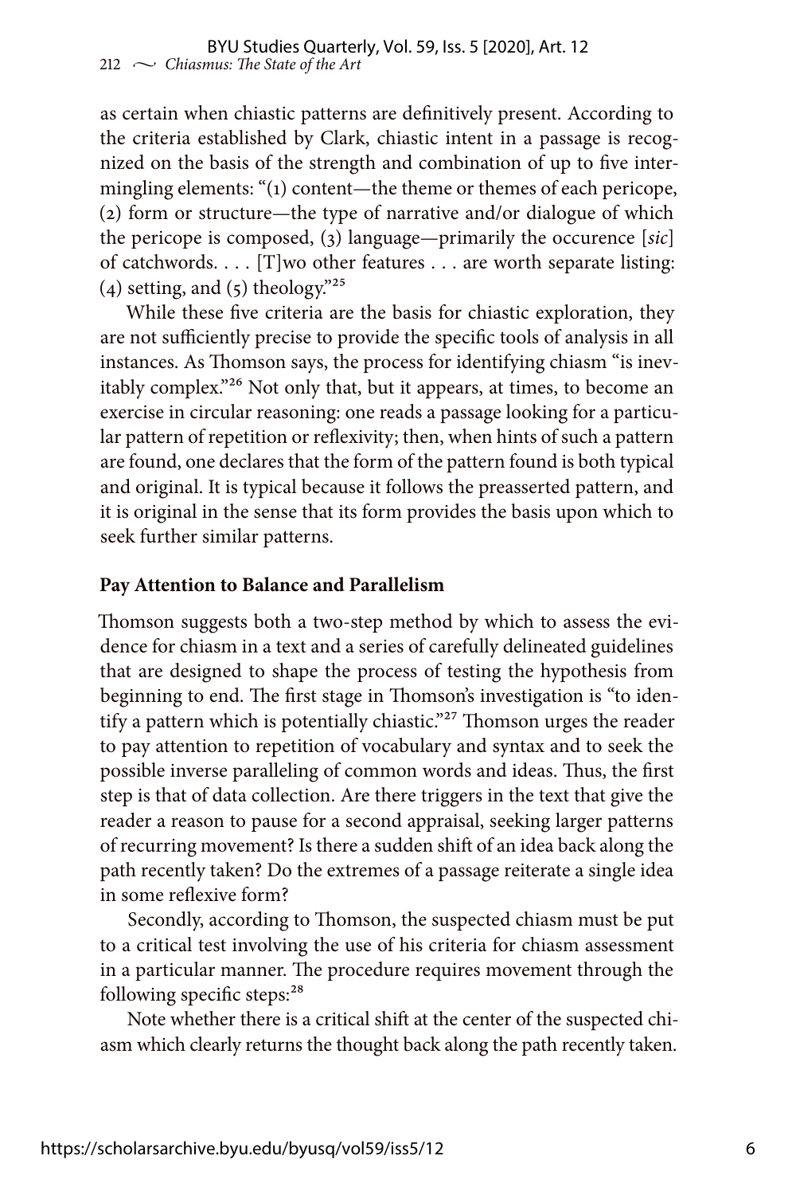as certain when chiastic patterns are definitively present. According to the criteria established by Clark, chiastic intent in a passage is recognized on the basis of the strength and combination of up to five intermingling elements: "(1) content—the theme or themes of each pericope, (2) form or structure—the type of narrative and/or dialogue of which the pericope is composed, (3) language—primarily the occurence [*sic*] of catchwords. . . . [T]wo other features . . . are worth separate listing: (4) setting, and (5) theology."[25]

While these five criteria are the basis for chiastic exploration, they are not sufficiently precise to provide the specific tools of analysis in all instances. As Thomson says, the process for identifying chiasm "is inevitably complex."[26] Not only that, but it appears, at times, to become an exercise in circular reasoning: one reads a passage looking for a particular pattern of repetition or reflexivity; then, when hints of such a pattern are found, one declares that the form of the pattern found is both typical and original. It is typical because it follows the preasserted pattern, and it is original in the sense that its form provides the basis upon which to seek further similar patterns.

**Pay Attention to Balance and Parallelism**

Thomson suggests both a two-step method by which to assess the evidence for chiasm in a text and a series of carefully delineated guidelines that are designed to shape the process of testing the hypothesis from beginning to end. The first stage in Thomson's investigation is "to identify a pattern which is potentially chiastic."[27] Thomson urges the reader to pay attention to repetition of vocabulary and syntax and to seek the possible inverse paralleling of common words and ideas. Thus, the first step is that of data collection. Are there triggers in the text that give the reader a reason to pause for a second appraisal, seeking larger patterns of recurring movement? Is there a sudden shift of an idea back along the path recently taken? Do the extremes of a passage reiterate a single idea in some reflexive form?

Secondly, according to Thomson, the suspected chiasm must be put to a critical test involving the use of his criteria for chiasm assessment in a particular manner. The procedure requires movement through the following specific steps:[28]

Note whether there is a critical shift at the center of the suspected chiasm which clearly returns the thought back along the path recently taken.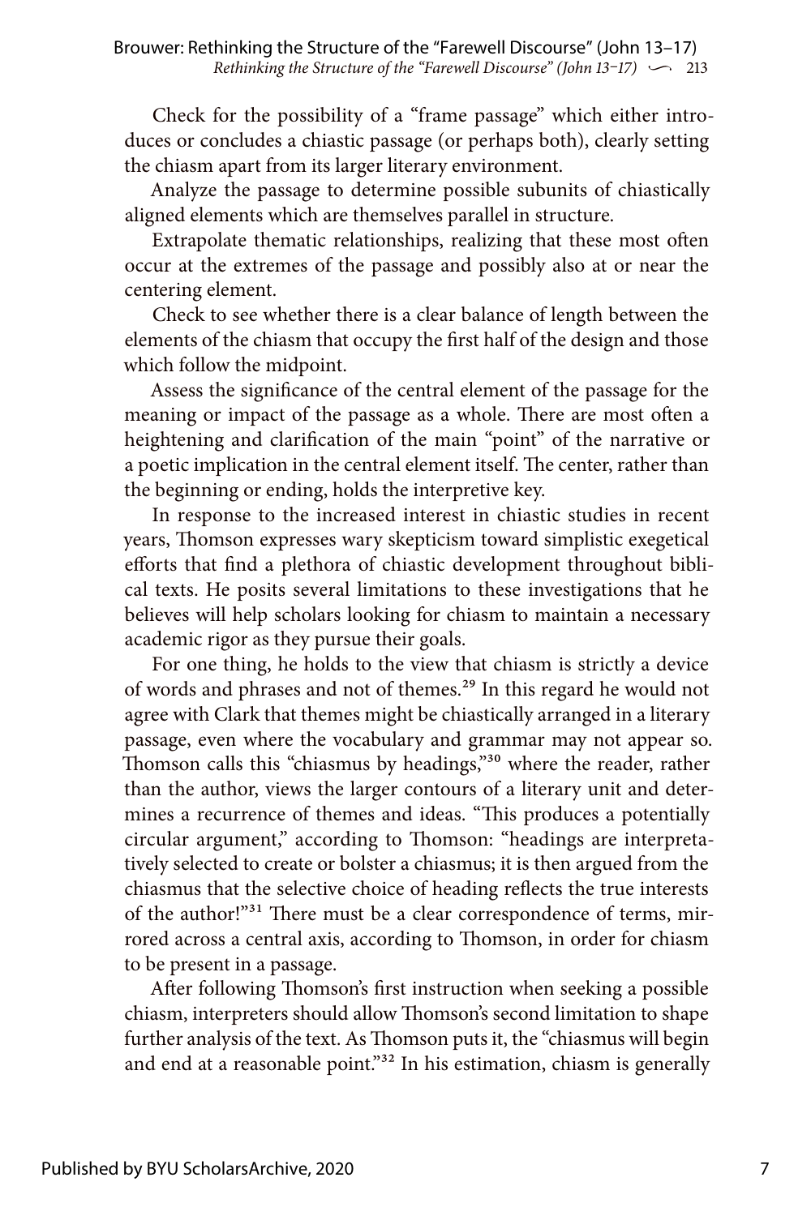Check for the possibility of a "frame passage" which either introduces or concludes a chiastic passage (or perhaps both), clearly setting the chiasm apart from its larger literary environment.

Analyze the passage to determine possible subunits of chiastically aligned elements which are themselves parallel in structure.

Extrapolate thematic relationships, realizing that these most often occur at the extremes of the passage and possibly also at or near the centering element.

Check to see whether there is a clear balance of length between the elements of the chiasm that occupy the first half of the design and those which follow the midpoint.

Assess the significance of the central element of the passage for the meaning or impact of the passage as a whole. There are most often a heightening and clarification of the main "point" of the narrative or a poetic implication in the central element itself. The center, rather than the beginning or ending, holds the interpretive key.

In response to the increased interest in chiastic studies in recent years, Thomson expresses wary skepticism toward simplistic exegetical efforts that find a plethora of chiastic development throughout biblical texts. He posits several limitations to these investigations that he believes will help scholars looking for chiasm to maintain a necessary academic rigor as they pursue their goals.

For one thing, he holds to the view that chiasm is strictly a device of words and phrases and not of themes.[29] In this regard he would not agree with Clark that themes might be chiastically arranged in a literary passage, even where the vocabulary and grammar may not appear so. Thomson calls this "chiasmus by headings,"[30] where the reader, rather than the author, views the larger contours of a literary unit and determines a recurrence of themes and ideas. "This produces a potentially circular argument," according to Thomson: "headings are interpretatively selected to create or bolster a chiasmus; it is then argued from the chiasmus that the selective choice of heading reflects the true interests of the author!"[31] There must be a clear correspondence of terms, mirrored across a central axis, according to Thomson, in order for chiasm to be present in a passage.

After following Thomson's first instruction when seeking a possible chiasm, interpreters should allow Thomson's second limitation to shape further analysis of the text. As Thomson puts it, the "chiasmus will begin and end at a reasonable point."[32] In his estimation, chiasm is generally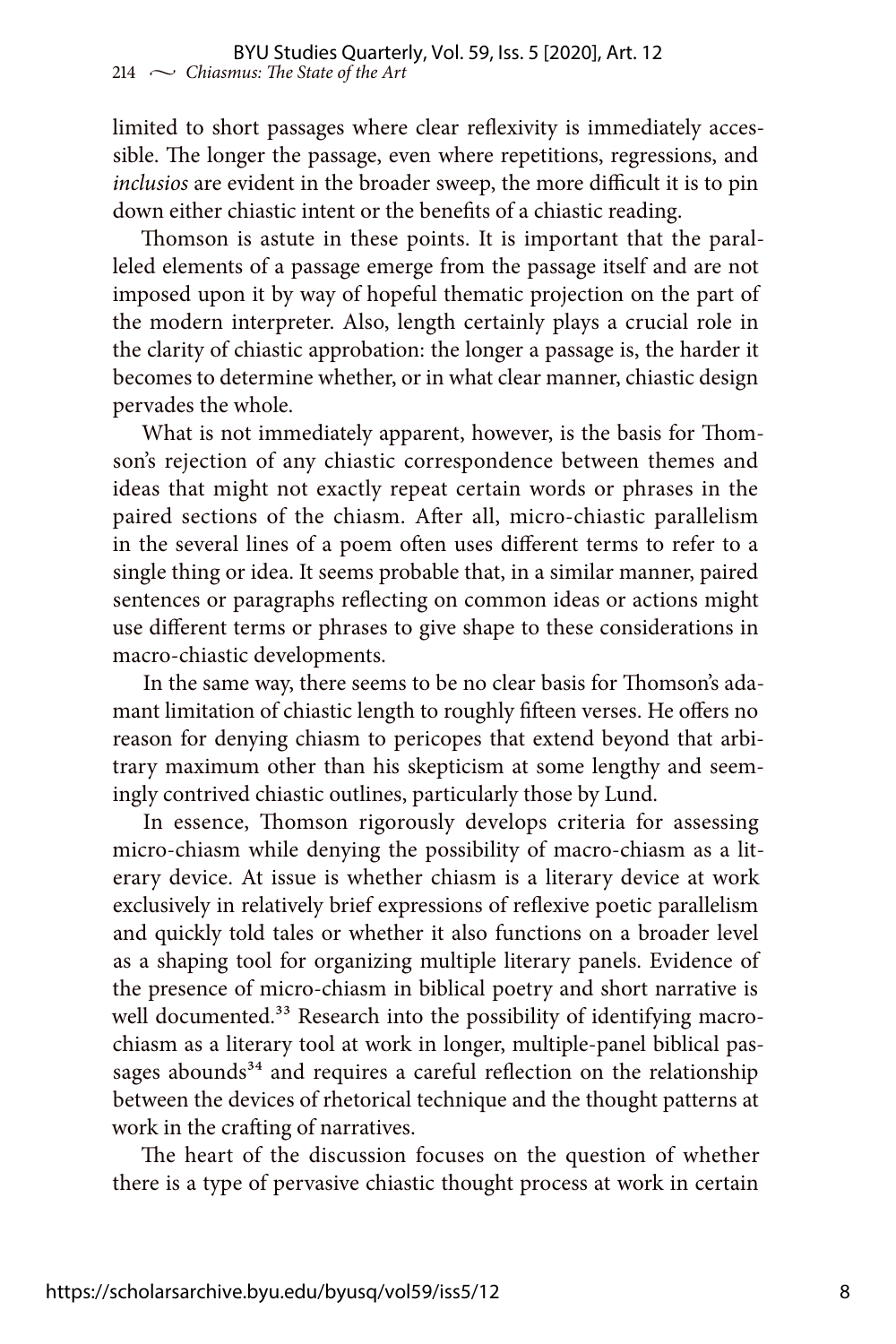limited to short passages where clear reflexivity is immediately accessible. The longer the passage, even where repetitions, regressions, and *inclusios* are evident in the broader sweep, the more difficult it is to pin down either chiastic intent or the benefits of a chiastic reading.

Thomson is astute in these points. It is important that the paralleled elements of a passage emerge from the passage itself and are not imposed upon it by way of hopeful thematic projection on the part of the modern interpreter. Also, length certainly plays a crucial role in the clarity of chiastic approbation: the longer a passage is, the harder it becomes to determine whether, or in what clear manner, chiastic design pervades the whole.

What is not immediately apparent, however, is the basis for Thomson's rejection of any chiastic correspondence between themes and ideas that might not exactly repeat certain words or phrases in the paired sections of the chiasm. After all, micro-chiastic parallelism in the several lines of a poem often uses different terms to refer to a single thing or idea. It seems probable that, in a similar manner, paired sentences or paragraphs reflecting on common ideas or actions might use different terms or phrases to give shape to these considerations in macro-chiastic developments.

In the same way, there seems to be no clear basis for Thomson's adamant limitation of chiastic length to roughly fifteen verses. He offers no reason for denying chiasm to pericopes that extend beyond that arbitrary maximum other than his skepticism at some lengthy and seemingly contrived chiastic outlines, particularly those by Lund.

In essence, Thomson rigorously develops criteria for assessing micro-chiasm while denying the possibility of macro-chiasm as a literary device. At issue is whether chiasm is a literary device at work exclusively in relatively brief expressions of reflexive poetic parallelism and quickly told tales or whether it also functions on a broader level as a shaping tool for organizing multiple literary panels. Evidence of the presence of micro-chiasm in biblical poetry and short narrative is well documented.[33] Research into the possibility of identifying macro-chiasm as a literary tool at work in longer, multiple-panel biblical passages abounds[34] and requires a careful reflection on the relationship between the devices of rhetorical technique and the thought patterns at work in the crafting of narratives.

The heart of the discussion focuses on the question of whether there is a type of pervasive chiastic thought process at work in certain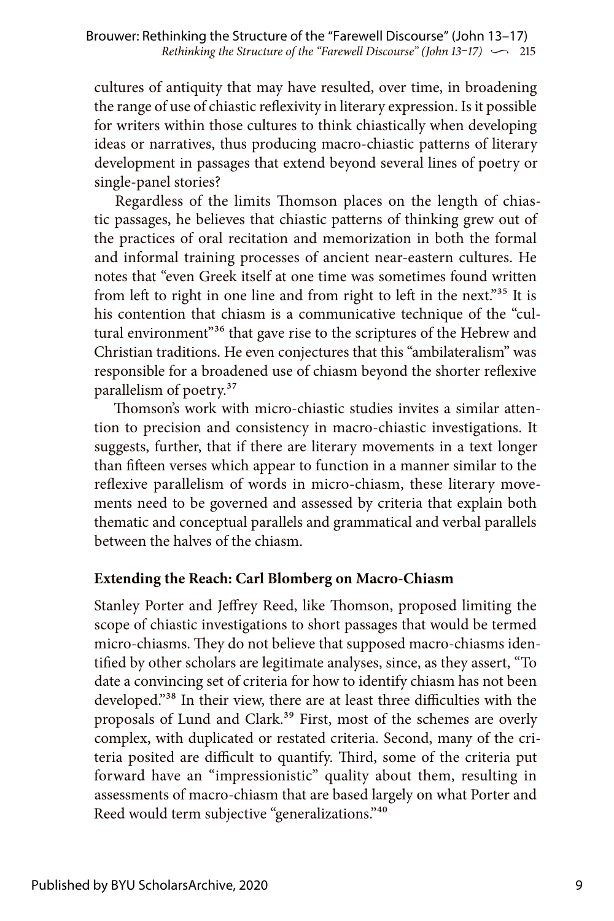cultures of antiquity that may have resulted, over time, in broadening the range of use of chiastic reflexivity in literary expression. Is it possible for writers within those cultures to think chiastically when developing ideas or narratives, thus producing macro-chiastic patterns of literary development in passages that extend beyond several lines of poetry or single-panel stories?

Regardless of the limits Thomson places on the length of chiastic passages, he believes that chiastic patterns of thinking grew out of the practices of oral recitation and memorization in both the formal and informal training processes of ancient near-eastern cultures. He notes that "even Greek itself at one time was sometimes found written from left to right in one line and from right to left in the next."[35] It is his contention that chiasm is a communicative technique of the "cultural environment"[36] that gave rise to the scriptures of the Hebrew and Christian traditions. He even conjectures that this "ambilateralism" was responsible for a broadened use of chiasm beyond the shorter reflexive parallelism of poetry.[37]

Thomson's work with micro-chiastic studies invites a similar attention to precision and consistency in macro-chiastic investigations. It suggests, further, that if there are literary movements in a text longer than fifteen verses which appear to function in a manner similar to the reflexive parallelism of words in micro-chiasm, these literary movements need to be governed and assessed by criteria that explain both thematic and conceptual parallels and grammatical and verbal parallels between the halves of the chiasm.

## Extending the Reach: Carl Blomberg on Macro-Chiasm

Stanley Porter and Jeffrey Reed, like Thomson, proposed limiting the scope of chiastic investigations to short passages that would be termed micro-chiasms. They do not believe that supposed macro-chiasms identified by other scholars are legitimate analyses, since, as they assert, "To date a convincing set of criteria for how to identify chiasm has not been developed."[38] In their view, there are at least three difficulties with the proposals of Lund and Clark.[39] First, most of the schemes are overly complex, with duplicated or restated criteria. Second, many of the criteria posited are difficult to quantify. Third, some of the criteria put forward have an "impressionistic" quality about them, resulting in assessments of macro-chiasm that are based largely on what Porter and Reed would term subjective "generalizations."[40]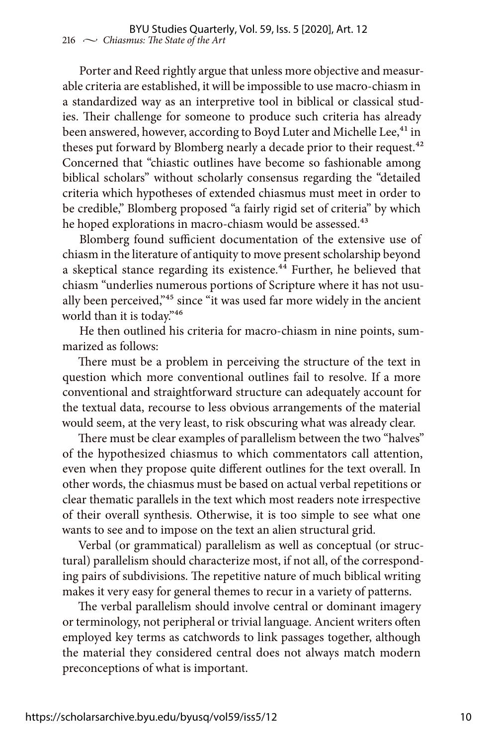Porter and Reed rightly argue that unless more objective and measurable criteria are established, it will be impossible to use macro-chiasm in a standardized way as an interpretive tool in biblical or classical studies. Their challenge for someone to produce such criteria has already been answered, however, according to Boyd Luter and Michelle Lee,[41] in theses put forward by Blomberg nearly a decade prior to their request.[42] Concerned that "chiastic outlines have become so fashionable among biblical scholars" without scholarly consensus regarding the "detailed criteria which hypotheses of extended chiasmus must meet in order to be credible," Blomberg proposed "a fairly rigid set of criteria" by which he hoped explorations in macro-chiasm would be assessed.[43]

Blomberg found sufficient documentation of the extensive use of chiasm in the literature of antiquity to move present scholarship beyond a skeptical stance regarding its existence.[44] Further, he believed that chiasm "underlies numerous portions of Scripture where it has not usually been perceived,"[45] since "it was used far more widely in the ancient world than it is today."[46]

He then outlined his criteria for macro-chiasm in nine points, summarized as follows:

There must be a problem in perceiving the structure of the text in question which more conventional outlines fail to resolve. If a more conventional and straightforward structure can adequately account for the textual data, recourse to less obvious arrangements of the material would seem, at the very least, to risk obscuring what was already clear.

There must be clear examples of parallelism between the two "halves" of the hypothesized chiasmus to which commentators call attention, even when they propose quite different outlines for the text overall. In other words, the chiasmus must be based on actual verbal repetitions or clear thematic parallels in the text which most readers note irrespective of their overall synthesis. Otherwise, it is too simple to see what one wants to see and to impose on the text an alien structural grid.

Verbal (or grammatical) parallelism as well as conceptual (or structural) parallelism should characterize most, if not all, of the corresponding pairs of subdivisions. The repetitive nature of much biblical writing makes it very easy for general themes to recur in a variety of patterns.

The verbal parallelism should involve central or dominant imagery or terminology, not peripheral or trivial language. Ancient writers often employed key terms as catchwords to link passages together, although the material they considered central does not always match modern preconceptions of what is important.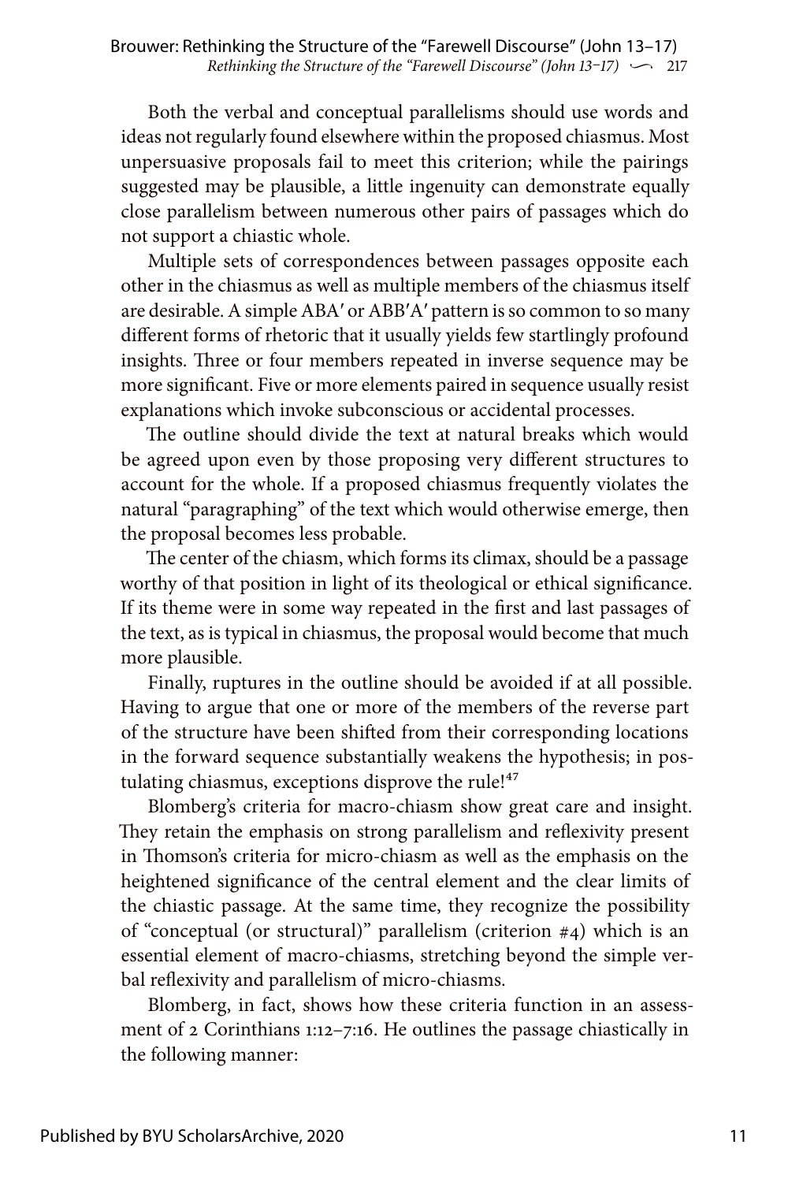Both the verbal and conceptual parallelisms should use words and ideas not regularly found elsewhere within the proposed chiasmus. Most unpersuasive proposals fail to meet this criterion; while the pairings suggested may be plausible, a little ingenuity can demonstrate equally close parallelism between numerous other pairs of passages which do not support a chiastic whole.

Multiple sets of correspondences between passages opposite each other in the chiasmus as well as multiple members of the chiasmus itself are desirable. A simple ABA′ or ABB′A′ pattern is so common to so many different forms of rhetoric that it usually yields few startlingly profound insights. Three or four members repeated in inverse sequence may be more significant. Five or more elements paired in sequence usually resist explanations which invoke subconscious or accidental processes.

The outline should divide the text at natural breaks which would be agreed upon even by those proposing very different structures to account for the whole. If a proposed chiasmus frequently violates the natural "paragraphing" of the text which would otherwise emerge, then the proposal becomes less probable.

The center of the chiasm, which forms its climax, should be a passage worthy of that position in light of its theological or ethical significance. If its theme were in some way repeated in the first and last passages of the text, as is typical in chiasmus, the proposal would become that much more plausible.

Finally, ruptures in the outline should be avoided if at all possible. Having to argue that one or more of the members of the reverse part of the structure have been shifted from their corresponding locations in the forward sequence substantially weakens the hypothesis; in postulating chiasmus, exceptions disprove the rule![47]

Blomberg's criteria for macro-chiasm show great care and insight. They retain the emphasis on strong parallelism and reflexivity present in Thomson's criteria for micro-chiasm as well as the emphasis on the heightened significance of the central element and the clear limits of the chiastic passage. At the same time, they recognize the possibility of "conceptual (or structural)" parallelism (criterion #4) which is an essential element of macro-chiasms, stretching beyond the simple verbal reflexivity and parallelism of micro-chiasms.

Blomberg, in fact, shows how these criteria function in an assessment of 2 Corinthians 1:12–7:16. He outlines the passage chiastically in the following manner: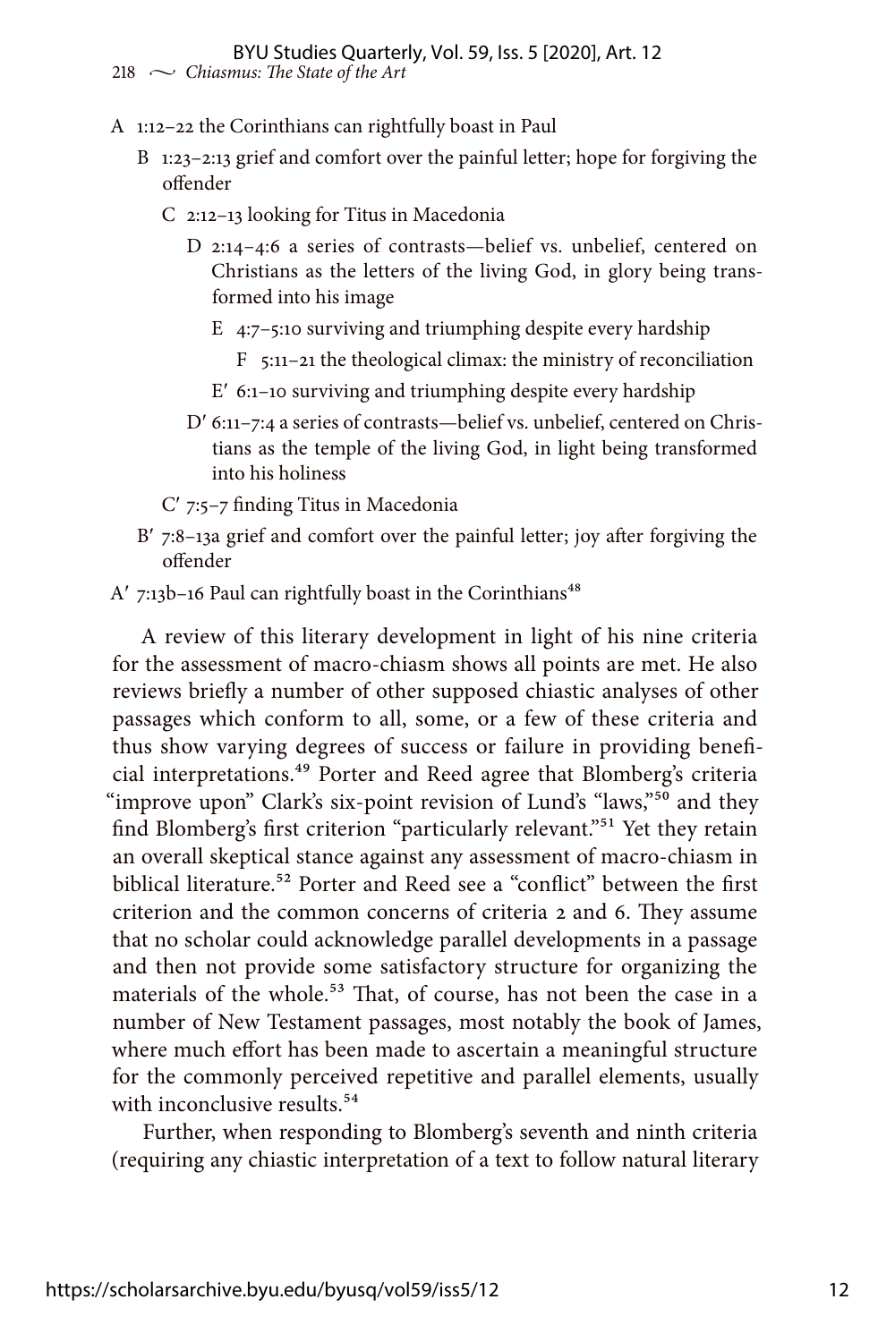A 1:12–22 the Corinthians can rightfully boast in Paul

B 1:23–2:13 grief and comfort over the painful letter; hope for forgiving the offender

C 2:12–13 looking for Titus in Macedonia

D 2:14–4:6 a series of contrasts—belief vs. unbelief, centered on Christians as the letters of the living God, in glory being transformed into his image

E 4:7–5:10 surviving and triumphing despite every hardship

F 5:11–21 the theological climax: the ministry of reconciliation

E′ 6:1–10 surviving and triumphing despite every hardship

D′ 6:11–7:4 a series of contrasts—belief vs. unbelief, centered on Christians as the temple of the living God, in light being transformed into his holiness

C′ 7:5–7 finding Titus in Macedonia

B′ 7:8–13a grief and comfort over the painful letter; joy after forgiving the offender

A′ 7:13b–16 Paul can rightfully boast in the Corinthians[48]

A review of this literary development in light of his nine criteria for the assessment of macro-chiasm shows all points are met. He also reviews briefly a number of other supposed chiastic analyses of other passages which conform to all, some, or a few of these criteria and thus show varying degrees of success or failure in providing beneficial interpretations.[49] Porter and Reed agree that Blomberg's criteria "improve upon" Clark's six-point revision of Lund's "laws,"[50] and they find Blomberg's first criterion "particularly relevant."[51] Yet they retain an overall skeptical stance against any assessment of macro-chiasm in biblical literature.[52] Porter and Reed see a "conflict" between the first criterion and the common concerns of criteria 2 and 6. They assume that no scholar could acknowledge parallel developments in a passage and then not provide some satisfactory structure for organizing the materials of the whole.[53] That, of course, has not been the case in a number of New Testament passages, most notably the book of James, where much effort has been made to ascertain a meaningful structure for the commonly perceived repetitive and parallel elements, usually with inconclusive results.[54]

Further, when responding to Blomberg's seventh and ninth criteria (requiring any chiastic interpretation of a text to follow natural literary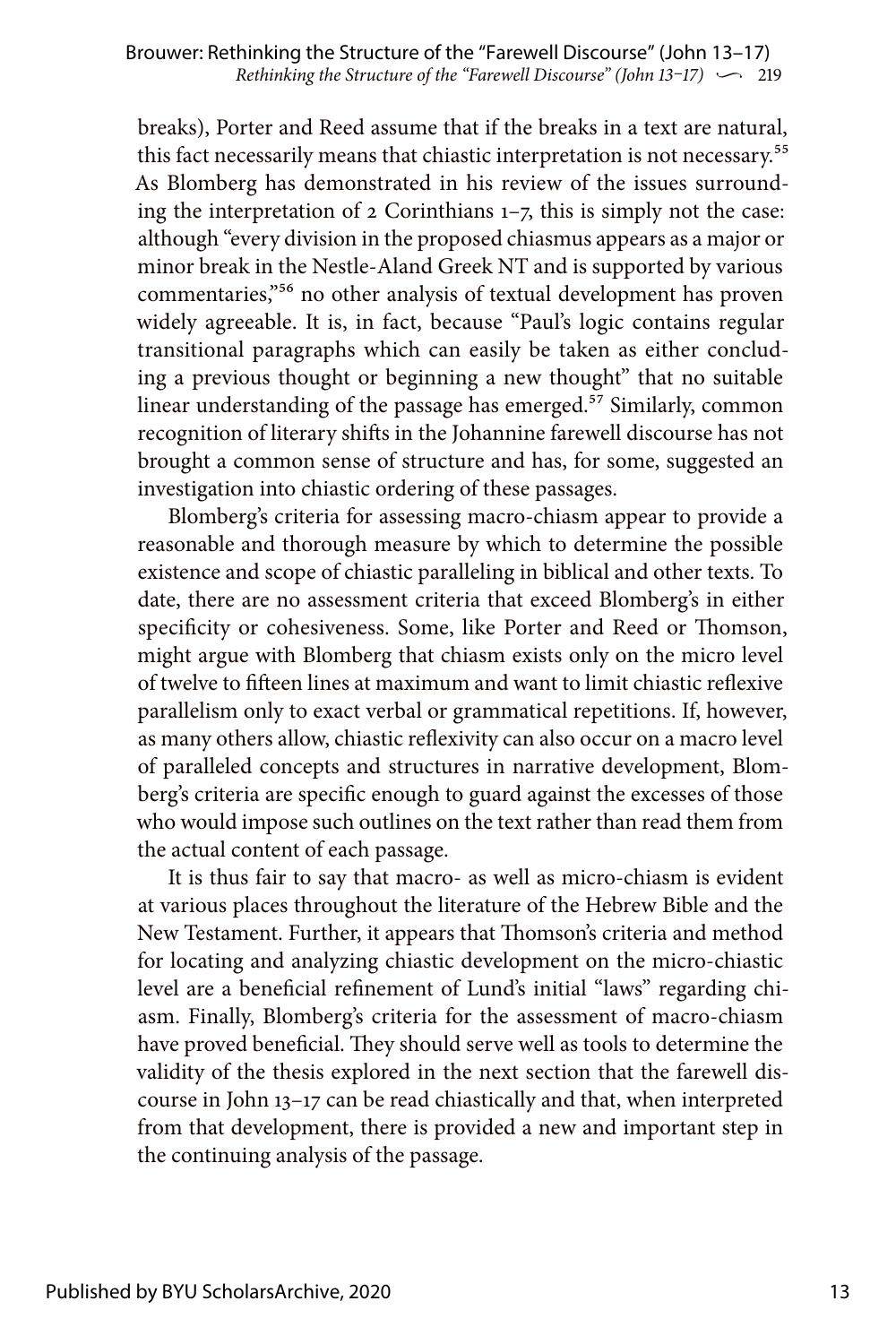breaks), Porter and Reed assume that if the breaks in a text are natural, this fact necessarily means that chiastic interpretation is not necessary.[55] As Blomberg has demonstrated in his review of the issues surrounding the interpretation of 2 Corinthians 1–7, this is simply not the case: although "every division in the proposed chiasmus appears as a major or minor break in the Nestle-Aland Greek NT and is supported by various commentaries,"[56] no other analysis of textual development has proven widely agreeable. It is, in fact, because "Paul's logic contains regular transitional paragraphs which can easily be taken as either concluding a previous thought or beginning a new thought" that no suitable linear understanding of the passage has emerged.[57] Similarly, common recognition of literary shifts in the Johannine farewell discourse has not brought a common sense of structure and has, for some, suggested an investigation into chiastic ordering of these passages.

Blomberg's criteria for assessing macro-chiasm appear to provide a reasonable and thorough measure by which to determine the possible existence and scope of chiastic paralleling in biblical and other texts. To date, there are no assessment criteria that exceed Blomberg's in either specificity or cohesiveness. Some, like Porter and Reed or Thomson, might argue with Blomberg that chiasm exists only on the micro level of twelve to fifteen lines at maximum and want to limit chiastic reflexive parallelism only to exact verbal or grammatical repetitions. If, however, as many others allow, chiastic reflexivity can also occur on a macro level of paralleled concepts and structures in narrative development, Blomberg's criteria are specific enough to guard against the excesses of those who would impose such outlines on the text rather than read them from the actual content of each passage.

It is thus fair to say that macro- as well as micro-chiasm is evident at various places throughout the literature of the Hebrew Bible and the New Testament. Further, it appears that Thomson's criteria and method for locating and analyzing chiastic development on the micro-chiastic level are a beneficial refinement of Lund's initial "laws" regarding chiasm. Finally, Blomberg's criteria for the assessment of macro-chiasm have proved beneficial. They should serve well as tools to determine the validity of the thesis explored in the next section that the farewell discourse in John 13–17 can be read chiastically and that, when interpreted from that development, there is provided a new and important step in the continuing analysis of the passage.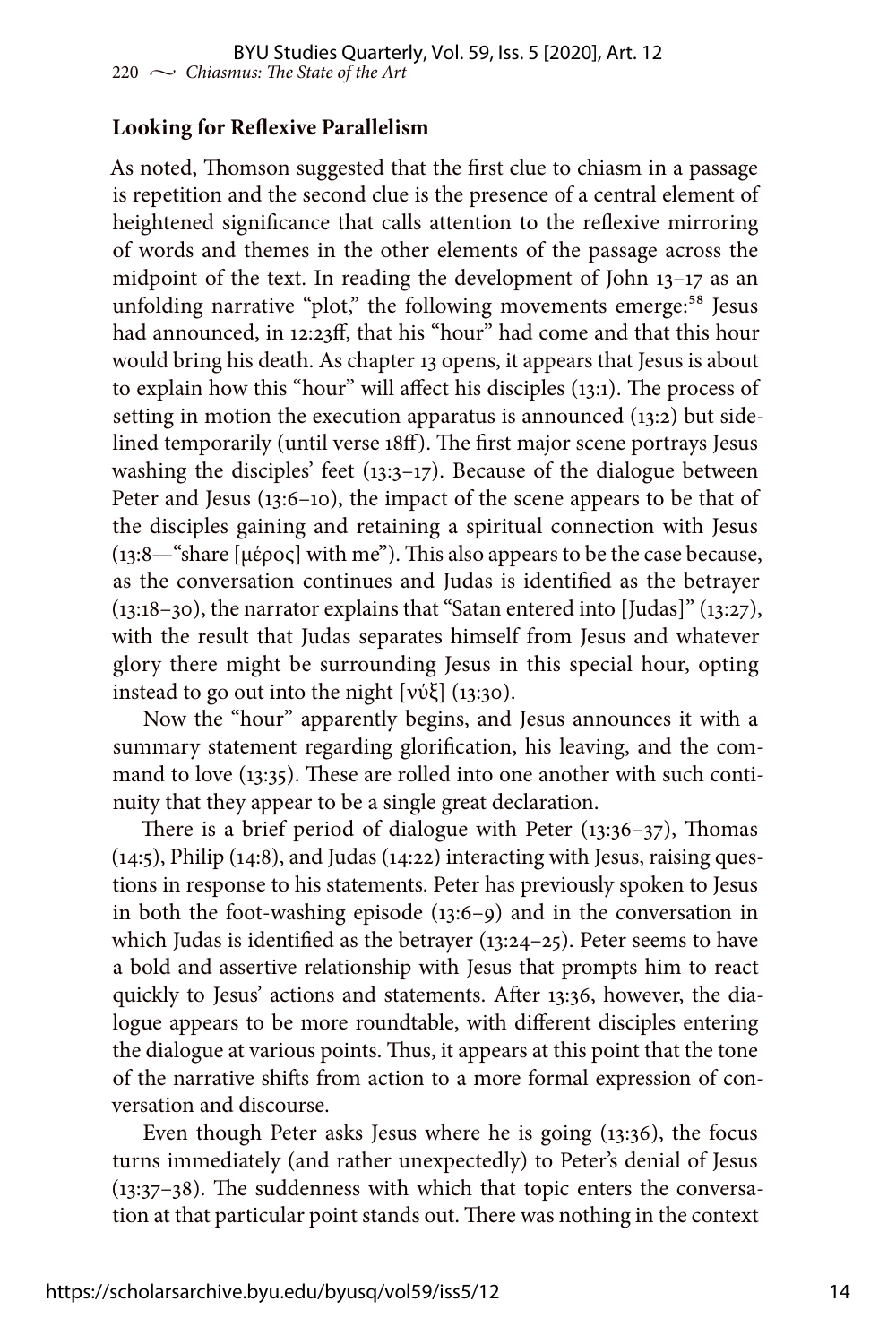**Looking for Reflexive Parallelism**

As noted, Thomson suggested that the first clue to chiasm in a passage is repetition and the second clue is the presence of a central element of heightened significance that calls attention to the reflexive mirroring of words and themes in the other elements of the passage across the midpoint of the text. In reading the development of John 13–17 as an unfolding narrative "plot," the following movements emerge:[58] Jesus had announced, in 12:23ff, that his "hour" had come and that this hour would bring his death. As chapter 13 opens, it appears that Jesus is about to explain how this "hour" will affect his disciples (13:1). The process of setting in motion the execution apparatus is announced (13:2) but sidelined temporarily (until verse 18ff). The first major scene portrays Jesus washing the disciples' feet (13:3–17). Because of the dialogue between Peter and Jesus (13:6–10), the impact of the scene appears to be that of the disciples gaining and retaining a spiritual connection with Jesus (13:8—"share [μέρος] with me"). This also appears to be the case because, as the conversation continues and Judas is identified as the betrayer (13:18–30), the narrator explains that "Satan entered into [Judas]" (13:27), with the result that Judas separates himself from Jesus and whatever glory there might be surrounding Jesus in this special hour, opting instead to go out into the night [νύξ] (13:30).

Now the "hour" apparently begins, and Jesus announces it with a summary statement regarding glorification, his leaving, and the command to love (13:35). These are rolled into one another with such continuity that they appear to be a single great declaration.

There is a brief period of dialogue with Peter (13:36–37), Thomas (14:5), Philip (14:8), and Judas (14:22) interacting with Jesus, raising questions in response to his statements. Peter has previously spoken to Jesus in both the foot-washing episode (13:6–9) and in the conversation in which Judas is identified as the betrayer (13:24–25). Peter seems to have a bold and assertive relationship with Jesus that prompts him to react quickly to Jesus' actions and statements. After 13:36, however, the dialogue appears to be more roundtable, with different disciples entering the dialogue at various points. Thus, it appears at this point that the tone of the narrative shifts from action to a more formal expression of conversation and discourse.

Even though Peter asks Jesus where he is going (13:36), the focus turns immediately (and rather unexpectedly) to Peter's denial of Jesus (13:37–38). The suddenness with which that topic enters the conversation at that particular point stands out. There was nothing in the context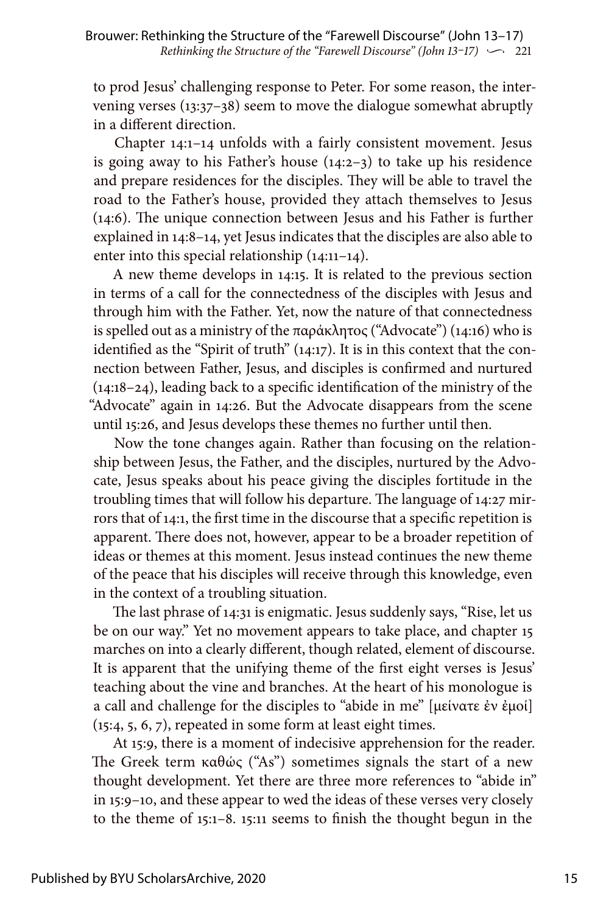to prod Jesus' challenging response to Peter. For some reason, the intervening verses (13:37–38) seem to move the dialogue somewhat abruptly in a different direction.

Chapter 14:1–14 unfolds with a fairly consistent movement. Jesus is going away to his Father's house (14:2–3) to take up his residence and prepare residences for the disciples. They will be able to travel the road to the Father's house, provided they attach themselves to Jesus (14:6). The unique connection between Jesus and his Father is further explained in 14:8–14, yet Jesus indicates that the disciples are also able to enter into this special relationship (14:11–14).

A new theme develops in 14:15. It is related to the previous section in terms of a call for the connectedness of the disciples with Jesus and through him with the Father. Yet, now the nature of that connectedness is spelled out as a ministry of the παράκλητος ("Advocate") (14:16) who is identified as the "Spirit of truth" (14:17). It is in this context that the connection between Father, Jesus, and disciples is confirmed and nurtured (14:18–24), leading back to a specific identification of the ministry of the "Advocate" again in 14:26. But the Advocate disappears from the scene until 15:26, and Jesus develops these themes no further until then.

Now the tone changes again. Rather than focusing on the relationship between Jesus, the Father, and the disciples, nurtured by the Advocate, Jesus speaks about his peace giving the disciples fortitude in the troubling times that will follow his departure. The language of 14:27 mirrors that of 14:1, the first time in the discourse that a specific repetition is apparent. There does not, however, appear to be a broader repetition of ideas or themes at this moment. Jesus instead continues the new theme of the peace that his disciples will receive through this knowledge, even in the context of a troubling situation.

The last phrase of 14:31 is enigmatic. Jesus suddenly says, "Rise, let us be on our way." Yet no movement appears to take place, and chapter 15 marches on into a clearly different, though related, element of discourse. It is apparent that the unifying theme of the first eight verses is Jesus' teaching about the vine and branches. At the heart of his monologue is a call and challenge for the disciples to "abide in me" [μείνατε ἐν ἐμοί] (15:4, 5, 6, 7), repeated in some form at least eight times.

At 15:9, there is a moment of indecisive apprehension for the reader. The Greek term καθώς ("As") sometimes signals the start of a new thought development. Yet there are three more references to "abide in" in 15:9–10, and these appear to wed the ideas of these verses very closely to the theme of 15:1–8. 15:11 seems to finish the thought begun in the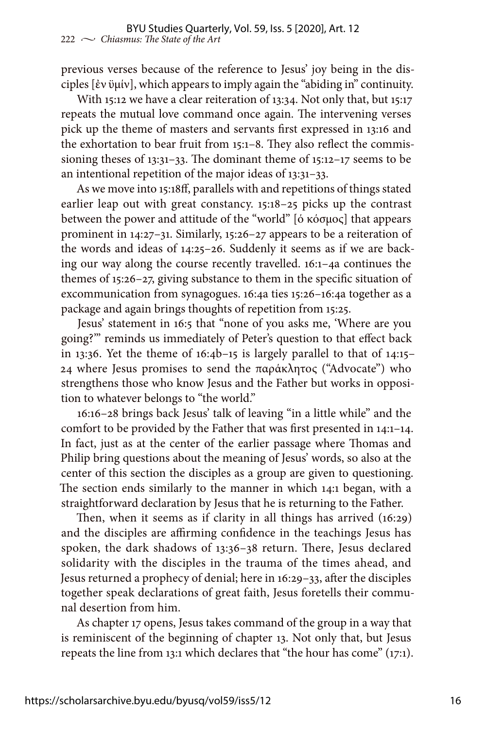previous verses because of the reference to Jesus' joy being in the disciples [ἐν ὑμίν], which appears to imply again the "abiding in" continuity.

With 15:12 we have a clear reiteration of 13:34. Not only that, but 15:17 repeats the mutual love command once again. The intervening verses pick up the theme of masters and servants first expressed in 13:16 and the exhortation to bear fruit from 15:1–8. They also reflect the commissioning theses of 13:31–33. The dominant theme of 15:12–17 seems to be an intentional repetition of the major ideas of 13:31–33.

As we move into 15:18ff, parallels with and repetitions of things stated earlier leap out with great constancy. 15:18–25 picks up the contrast between the power and attitude of the "world" [ὁ κόσμος] that appears prominent in 14:27–31. Similarly, 15:26–27 appears to be a reiteration of the words and ideas of 14:25–26. Suddenly it seems as if we are backing our way along the course recently travelled. 16:1–4a continues the themes of 15:26–27, giving substance to them in the specific situation of excommunication from synagogues. 16:4a ties 15:26–16:4a together as a package and again brings thoughts of repetition from 15:25.

Jesus' statement in 16:5 that "none of you asks me, 'Where are you going?'" reminds us immediately of Peter's question to that effect back in 13:36. Yet the theme of 16:4b–15 is largely parallel to that of 14:15–24 where Jesus promises to send the παράκλητος ("Advocate") who strengthens those who know Jesus and the Father but works in opposition to whatever belongs to "the world."

16:16–28 brings back Jesus' talk of leaving "in a little while" and the comfort to be provided by the Father that was first presented in 14:1–14. In fact, just as at the center of the earlier passage where Thomas and Philip bring questions about the meaning of Jesus' words, so also at the center of this section the disciples as a group are given to questioning. The section ends similarly to the manner in which 14:1 began, with a straightforward declaration by Jesus that he is returning to the Father.

Then, when it seems as if clarity in all things has arrived (16:29) and the disciples are affirming confidence in the teachings Jesus has spoken, the dark shadows of 13:36–38 return. There, Jesus declared solidarity with the disciples in the trauma of the times ahead, and Jesus returned a prophecy of denial; here in 16:29–33, after the disciples together speak declarations of great faith, Jesus foretells their communal desertion from him.

As chapter 17 opens, Jesus takes command of the group in a way that is reminiscent of the beginning of chapter 13. Not only that, but Jesus repeats the line from 13:1 which declares that "the hour has come" (17:1).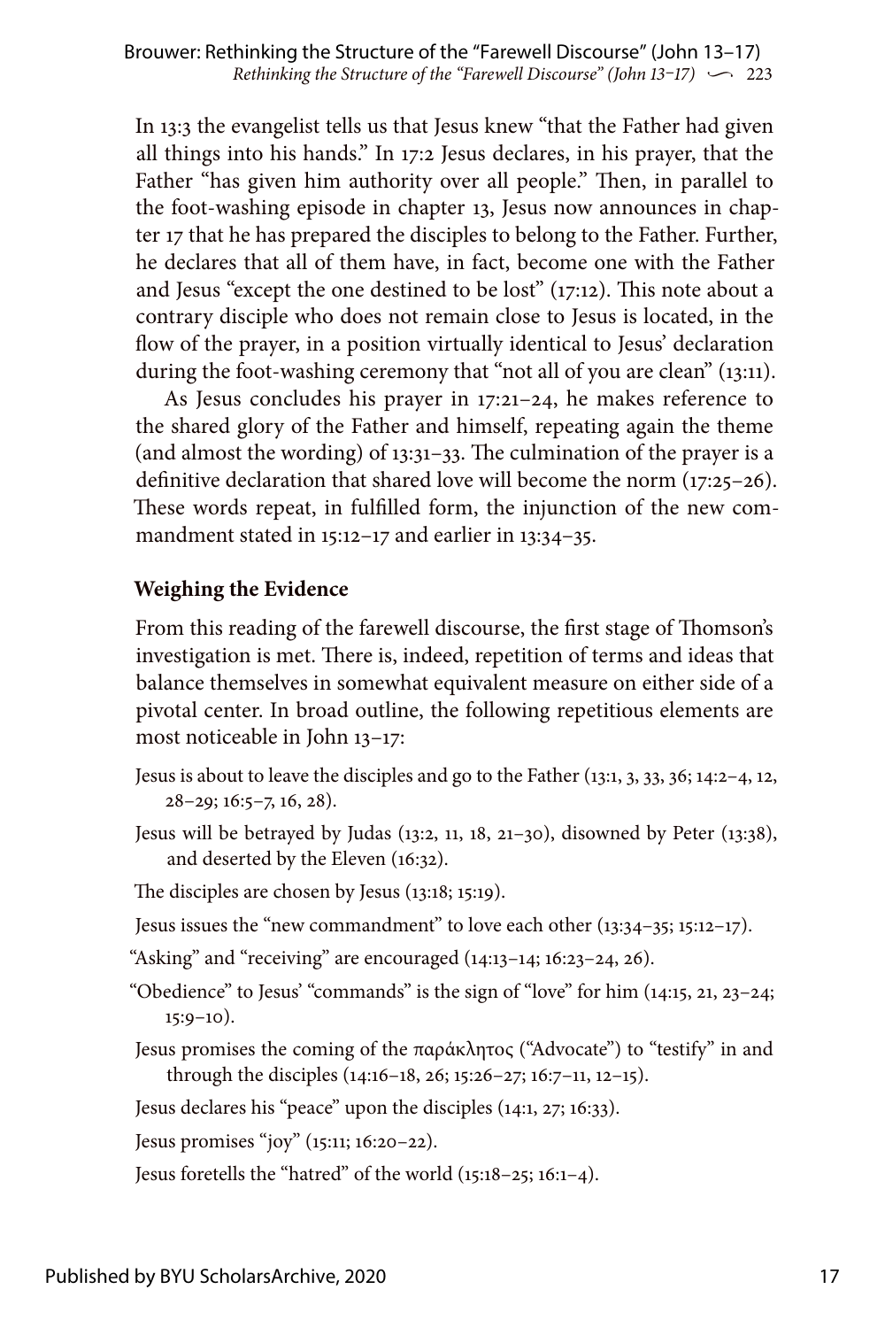In 13:3 the evangelist tells us that Jesus knew "that the Father had given all things into his hands." In 17:2 Jesus declares, in his prayer, that the Father "has given him authority over all people." Then, in parallel to the foot-washing episode in chapter 13, Jesus now announces in chapter 17 that he has prepared the disciples to belong to the Father. Further, he declares that all of them have, in fact, become one with the Father and Jesus "except the one destined to be lost" (17:12). This note about a contrary disciple who does not remain close to Jesus is located, in the flow of the prayer, in a position virtually identical to Jesus' declaration during the foot-washing ceremony that "not all of you are clean" (13:11).

As Jesus concludes his prayer in 17:21–24, he makes reference to the shared glory of the Father and himself, repeating again the theme (and almost the wording) of 13:31–33. The culmination of the prayer is a definitive declaration that shared love will become the norm (17:25–26). These words repeat, in fulfilled form, the injunction of the new commandment stated in 15:12–17 and earlier in 13:34–35.

### Weighing the Evidence

From this reading of the farewell discourse, the first stage of Thomson's investigation is met. There is, indeed, repetition of terms and ideas that balance themselves in somewhat equivalent measure on either side of a pivotal center. In broad outline, the following repetitious elements are most noticeable in John 13–17:

Jesus is about to leave the disciples and go to the Father (13:1, 3, 33, 36; 14:2–4, 12, 28–29; 16:5–7, 16, 28).

Jesus will be betrayed by Judas (13:2, 11, 18, 21–30), disowned by Peter (13:38), and deserted by the Eleven (16:32).

The disciples are chosen by Jesus (13:18; 15:19).

Jesus issues the "new commandment" to love each other (13:34–35; 15:12–17).

"Asking" and "receiving" are encouraged (14:13–14; 16:23–24, 26).

"Obedience" to Jesus' "commands" is the sign of "love" for him (14:15, 21, 23–24; 15:9–10).

Jesus promises the coming of the παράκλητος ("Advocate") to "testify" in and through the disciples (14:16–18, 26; 15:26–27; 16:7–11, 12–15).

Jesus declares his "peace" upon the disciples (14:1, 27; 16:33).

Jesus promises "joy" (15:11; 16:20–22).

Jesus foretells the "hatred" of the world (15:18–25; 16:1–4).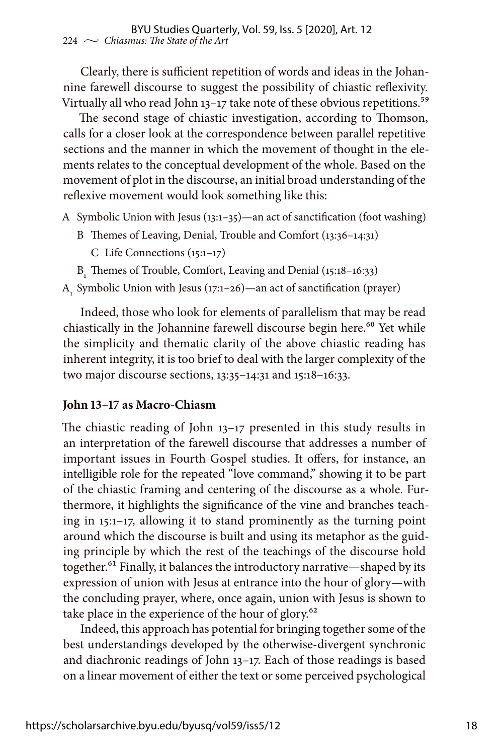Clearly, there is sufficient repetition of words and ideas in the Johannine farewell discourse to suggest the possibility of chiastic reflexivity. Virtually all who read John 13–17 take note of these obvious repetitions.[59]

The second stage of chiastic investigation, according to Thomson, calls for a closer look at the correspondence between parallel repetitive sections and the manner in which the movement of thought in the elements relates to the conceptual development of the whole. Based on the movement of plot in the discourse, an initial broad understanding of the reflexive movement would look something like this:

A Symbolic Union with Jesus (13:1–35)—an act of sanctification (foot washing)

 B Themes of Leaving, Denial, Trouble and Comfort (13:36–14:31)

  C Life Connections (15:1–17)

 $B_1$ Themes of Trouble, Comfort, Leaving and Denial (15:18–16:33)

$A_1$ Symbolic Union with Jesus (17:1–26)—an act of sanctification (prayer)

Indeed, those who look for elements of parallelism that may be read chiastically in the Johannine farewell discourse begin here.[60] Yet while the simplicity and thematic clarity of the above chiastic reading has inherent integrity, it is too brief to deal with the larger complexity of the two major discourse sections, 13:35–14:31 and 15:18–16:33.

**John 13–17 as Macro-Chiasm**

The chiastic reading of John 13–17 presented in this study results in an interpretation of the farewell discourse that addresses a number of important issues in Fourth Gospel studies. It offers, for instance, an intelligible role for the repeated "love command," showing it to be part of the chiastic framing and centering of the discourse as a whole. Furthermore, it highlights the significance of the vine and branches teaching in 15:1–17, allowing it to stand prominently as the turning point around which the discourse is built and using its metaphor as the guiding principle by which the rest of the teachings of the discourse hold together.[61] Finally, it balances the introductory narrative—shaped by its expression of union with Jesus at entrance into the hour of glory—with the concluding prayer, where, once again, union with Jesus is shown to take place in the experience of the hour of glory.[62]

Indeed, this approach has potential for bringing together some of the best understandings developed by the otherwise-divergent synchronic and diachronic readings of John 13–17. Each of those readings is based on a linear movement of either the text or some perceived psychological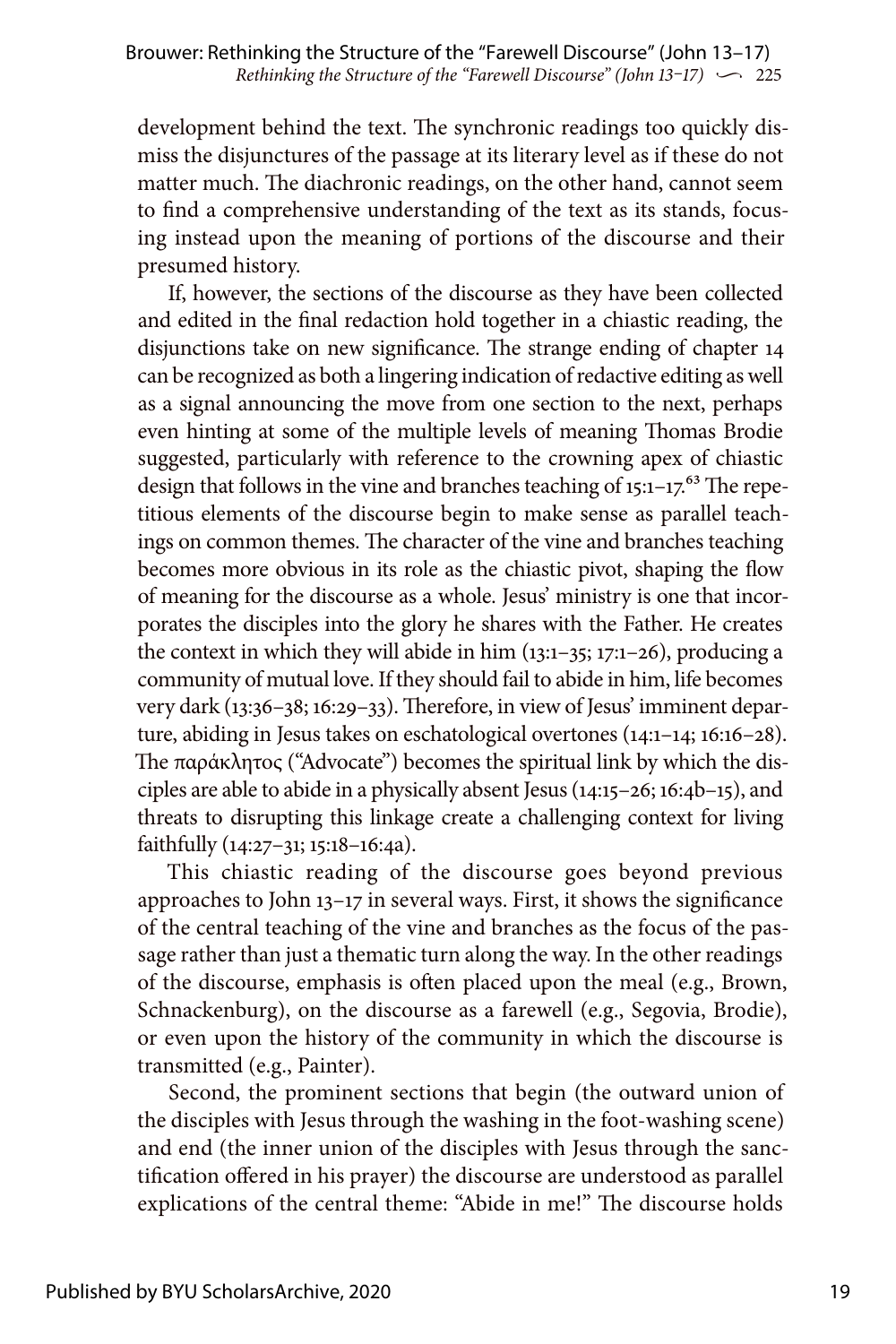development behind the text. The synchronic readings too quickly dismiss the disjunctures of the passage at its literary level as if these do not matter much. The diachronic readings, on the other hand, cannot seem to find a comprehensive understanding of the text as its stands, focusing instead upon the meaning of portions of the discourse and their presumed history.

If, however, the sections of the discourse as they have been collected and edited in the final redaction hold together in a chiastic reading, the disjunctions take on new significance. The strange ending of chapter 14 can be recognized as both a lingering indication of redactive editing as well as a signal announcing the move from one section to the next, perhaps even hinting at some of the multiple levels of meaning Thomas Brodie suggested, particularly with reference to the crowning apex of chiastic design that follows in the vine and branches teaching of 15:1–17.[63] The repetitious elements of the discourse begin to make sense as parallel teachings on common themes. The character of the vine and branches teaching becomes more obvious in its role as the chiastic pivot, shaping the flow of meaning for the discourse as a whole. Jesus' ministry is one that incorporates the disciples into the glory he shares with the Father. He creates the context in which they will abide in him (13:1–35; 17:1–26), producing a community of mutual love. If they should fail to abide in him, life becomes very dark (13:36–38; 16:29–33). Therefore, in view of Jesus' imminent departure, abiding in Jesus takes on eschatological overtones (14:1–14; 16:16–28). The παράκλητος ("Advocate") becomes the spiritual link by which the disciples are able to abide in a physically absent Jesus (14:15–26; 16:4b–15), and threats to disrupting this linkage create a challenging context for living faithfully (14:27–31; 15:18–16:4a).

This chiastic reading of the discourse goes beyond previous approaches to John 13–17 in several ways. First, it shows the significance of the central teaching of the vine and branches as the focus of the passage rather than just a thematic turn along the way. In the other readings of the discourse, emphasis is often placed upon the meal (e.g., Brown, Schnackenburg), on the discourse as a farewell (e.g., Segovia, Brodie), or even upon the history of the community in which the discourse is transmitted (e.g., Painter).

Second, the prominent sections that begin (the outward union of the disciples with Jesus through the washing in the foot-washing scene) and end (the inner union of the disciples with Jesus through the sanctification offered in his prayer) the discourse are understood as parallel explications of the central theme: "Abide in me!" The discourse holds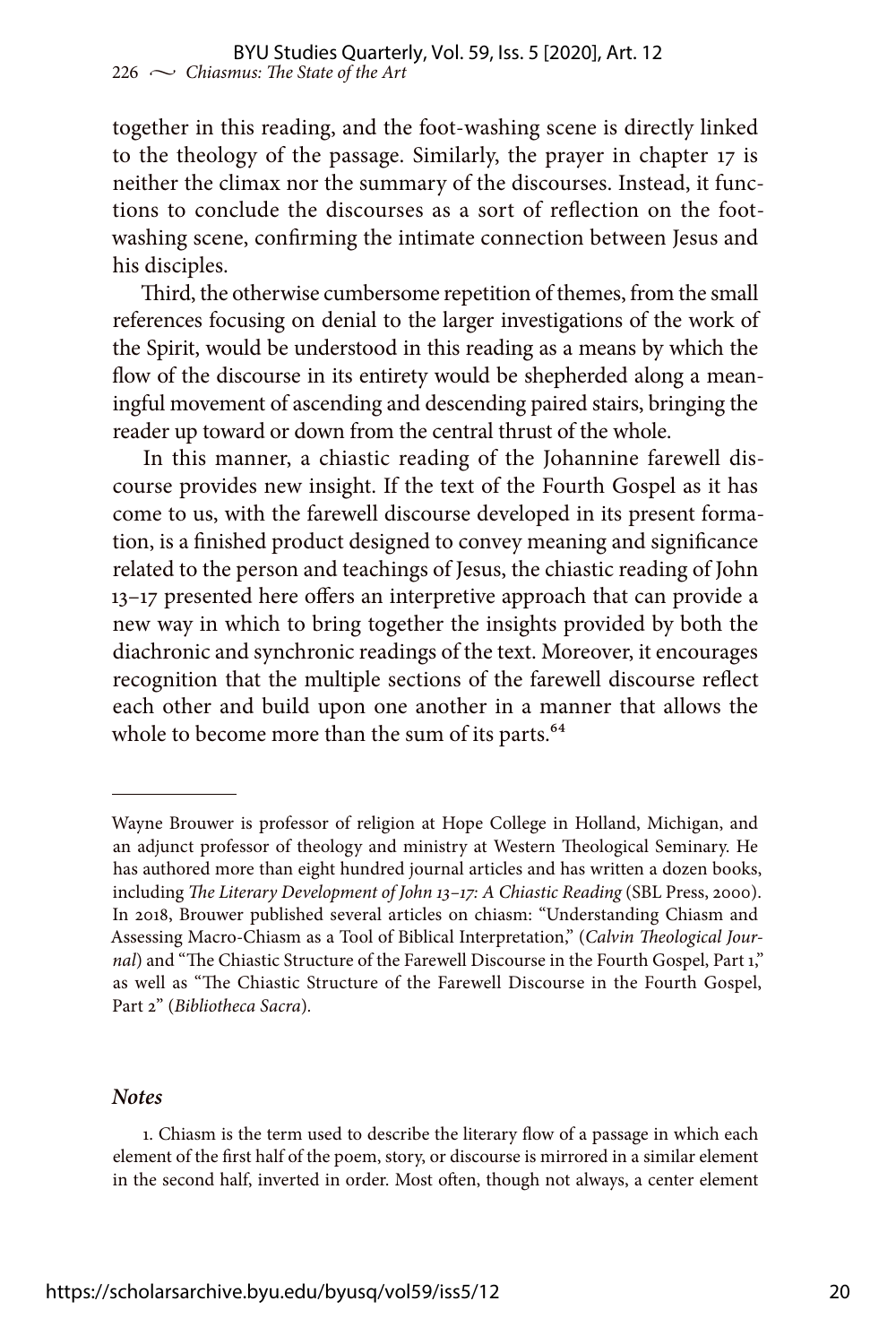together in this reading, and the foot-washing scene is directly linked to the theology of the passage. Similarly, the prayer in chapter 17 is neither the climax nor the summary of the discourses. Instead, it functions to conclude the discourses as a sort of reflection on the foot-washing scene, confirming the intimate connection between Jesus and his disciples.

Third, the otherwise cumbersome repetition of themes, from the small references focusing on denial to the larger investigations of the work of the Spirit, would be understood in this reading as a means by which the flow of the discourse in its entirety would be shepherded along a meaningful movement of ascending and descending paired stairs, bringing the reader up toward or down from the central thrust of the whole.

In this manner, a chiastic reading of the Johannine farewell discourse provides new insight. If the text of the Fourth Gospel as it has come to us, with the farewell discourse developed in its present formation, is a finished product designed to convey meaning and significance related to the person and teachings of Jesus, the chiastic reading of John 13–17 presented here offers an interpretive approach that can provide a new way in which to bring together the insights provided by both the diachronic and synchronic readings of the text. Moreover, it encourages recognition that the multiple sections of the farewell discourse reflect each other and build upon one another in a manner that allows the whole to become more than the sum of its parts.[64]

---

Wayne Brouwer is professor of religion at Hope College in Holland, Michigan, and an adjunct professor of theology and ministry at Western Theological Seminary. He has authored more than eight hundred journal articles and has written a dozen books, including *The Literary Development of John 13–17: A Chiastic Reading* (SBL Press, 2000). In 2018, Brouwer published several articles on chiasm: "Understanding Chiasm and Assessing Macro-Chiasm as a Tool of Biblical Interpretation," (*Calvin Theological Journal*) and "The Chiastic Structure of the Farewell Discourse in the Fourth Gospel, Part 1," as well as "The Chiastic Structure of the Farewell Discourse in the Fourth Gospel, Part 2" (*Bibliotheca Sacra*).

### *Notes*

1. Chiasm is the term used to describe the literary flow of a passage in which each element of the first half of the poem, story, or discourse is mirrored in a similar element in the second half, inverted in order. Most often, though not always, a center element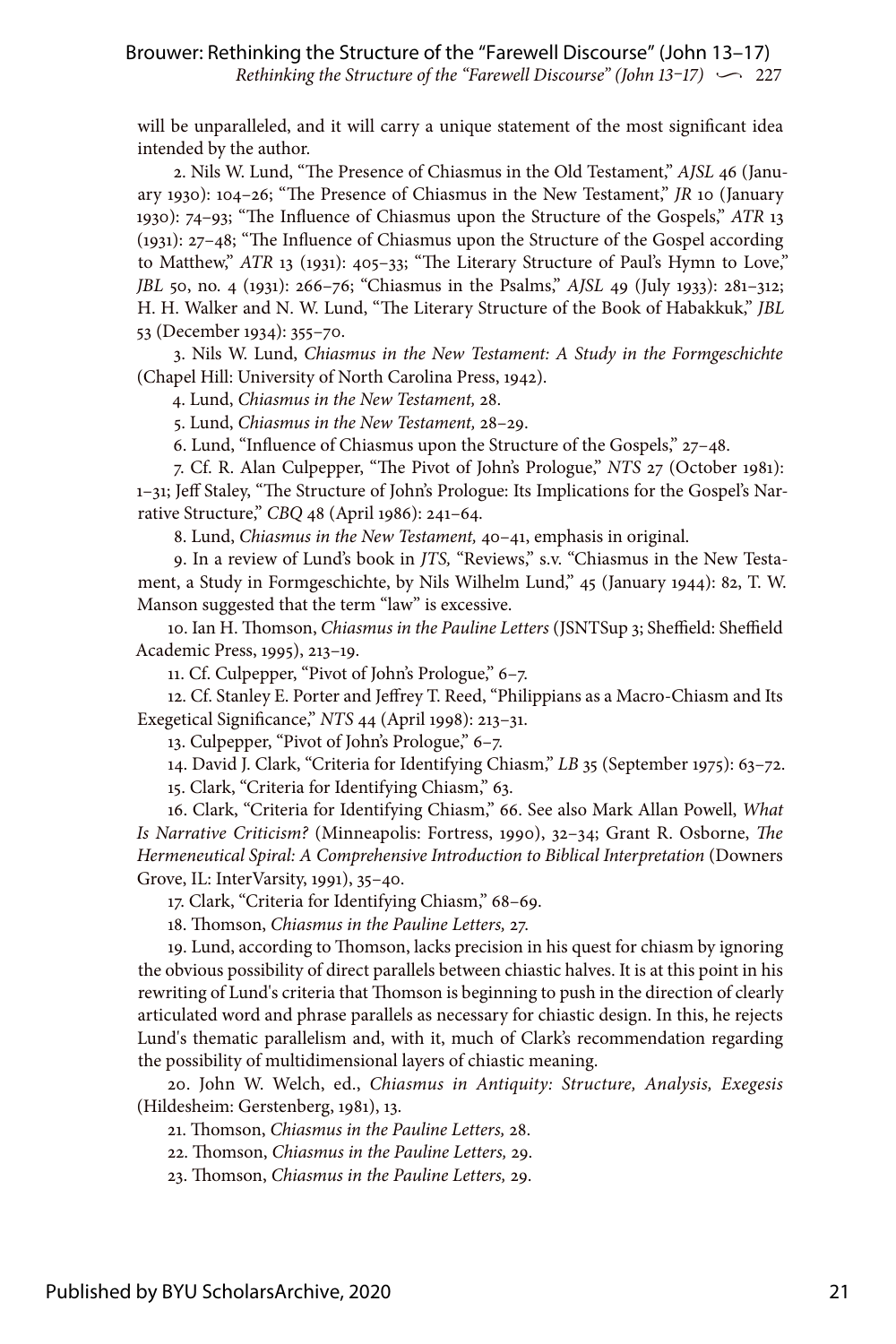will be unparalleled, and it will carry a unique statement of the most significant idea intended by the author.

2. Nils W. Lund, "The Presence of Chiasmus in the Old Testament," *AJSL* 46 (January 1930): 104–26; "The Presence of Chiasmus in the New Testament," *JR* 10 (January 1930): 74–93; "The Influence of Chiasmus upon the Structure of the Gospels," *ATR* 13 (1931): 27–48; "The Influence of Chiasmus upon the Structure of the Gospel according to Matthew," *ATR* 13 (1931): 405–33; "The Literary Structure of Paul's Hymn to Love," *JBL* 50, no. 4 (1931): 266–76; "Chiasmus in the Psalms," *AJSL* 49 (July 1933): 281–312; H. H. Walker and N. W. Lund, "The Literary Structure of the Book of Habakkuk," *JBL* 53 (December 1934): 355–70.

3. Nils W. Lund, *Chiasmus in the New Testament: A Study in the Formgeschichte* (Chapel Hill: University of North Carolina Press, 1942).

4. Lund, *Chiasmus in the New Testament,* 28.

5. Lund, *Chiasmus in the New Testament,* 28–29.

6. Lund, "Influence of Chiasmus upon the Structure of the Gospels," 27–48.

7. Cf. R. Alan Culpepper, "The Pivot of John's Prologue," *NTS* 27 (October 1981): 1–31; Jeff Staley, "The Structure of John's Prologue: Its Implications for the Gospel's Narrative Structure," *CBQ* 48 (April 1986): 241–64.

8. Lund, *Chiasmus in the New Testament,* 40–41, emphasis in original.

9. In a review of Lund's book in *JTS,* "Reviews," s.v. "Chiasmus in the New Testament, a Study in Formgeschichte, by Nils Wilhelm Lund," 45 (January 1944): 82, T. W. Manson suggested that the term "law" is excessive.

10. Ian H. Thomson, *Chiasmus in the Pauline Letters* (JSNTSup 3; Sheffield: Sheffield Academic Press, 1995), 213–19.

11. Cf. Culpepper, "Pivot of John's Prologue," 6–7.

12. Cf. Stanley E. Porter and Jeffrey T. Reed, "Philippians as a Macro-Chiasm and Its Exegetical Significance," *NTS* 44 (April 1998): 213–31.

13. Culpepper, "Pivot of John's Prologue," 6–7.

14. David J. Clark, "Criteria for Identifying Chiasm," *LB* 35 (September 1975): 63–72.

15. Clark, "Criteria for Identifying Chiasm," 63.

16. Clark, "Criteria for Identifying Chiasm," 66. See also Mark Allan Powell, *What Is Narrative Criticism?* (Minneapolis: Fortress, 1990), 32–34; Grant R. Osborne, *The Hermeneutical Spiral: A Comprehensive Introduction to Biblical Interpretation* (Downers Grove, IL: InterVarsity, 1991), 35–40.

17. Clark, "Criteria for Identifying Chiasm," 68–69.

18. Thomson, *Chiasmus in the Pauline Letters,* 27.

19. Lund, according to Thomson, lacks precision in his quest for chiasm by ignoring the obvious possibility of direct parallels between chiastic halves. It is at this point in his rewriting of Lund's criteria that Thomson is beginning to push in the direction of clearly articulated word and phrase parallels as necessary for chiastic design. In this, he rejects Lund's thematic parallelism and, with it, much of Clark's recommendation regarding the possibility of multidimensional layers of chiastic meaning.

20. John W. Welch, ed., *Chiasmus in Antiquity: Structure, Analysis, Exegesis* (Hildesheim: Gerstenberg, 1981), 13.

21. Thomson, *Chiasmus in the Pauline Letters,* 28.

22. Thomson, *Chiasmus in the Pauline Letters,* 29.

23. Thomson, *Chiasmus in the Pauline Letters,* 29.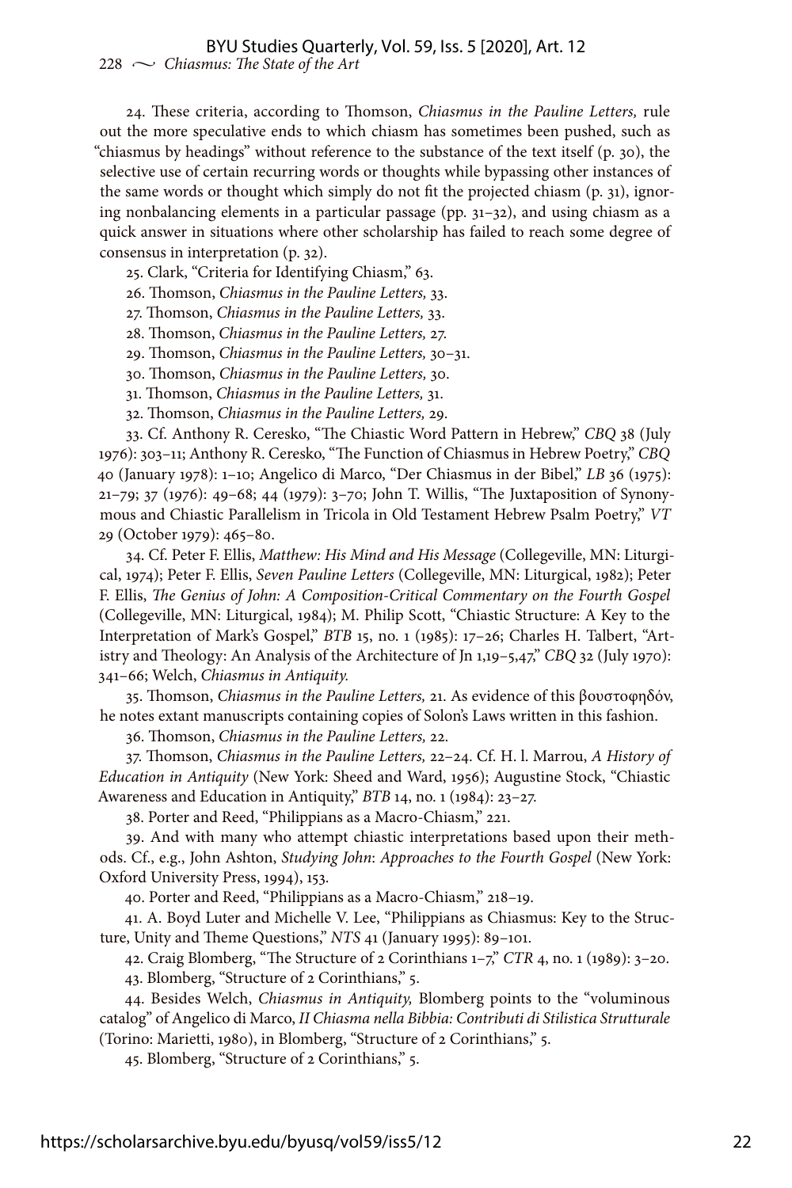24. These criteria, according to Thomson, *Chiasmus in the Pauline Letters,* rule out the more speculative ends to which chiasm has sometimes been pushed, such as "chiasmus by headings" without reference to the substance of the text itself (p. 30), the selective use of certain recurring words or thoughts while bypassing other instances of the same words or thought which simply do not fit the projected chiasm (p. 31), ignoring nonbalancing elements in a particular passage (pp. 31–32), and using chiasm as a quick answer in situations where other scholarship has failed to reach some degree of consensus in interpretation (p. 32).

25. Clark, "Criteria for Identifying Chiasm," 63.

26. Thomson, *Chiasmus in the Pauline Letters,* 33.

27. Thomson, *Chiasmus in the Pauline Letters,* 33.

28. Thomson, *Chiasmus in the Pauline Letters,* 27.

29. Thomson, *Chiasmus in the Pauline Letters,* 30–31.

30. Thomson, *Chiasmus in the Pauline Letters,* 30.

31. Thomson, *Chiasmus in the Pauline Letters,* 31.

32. Thomson, *Chiasmus in the Pauline Letters,* 29.

33. Cf. Anthony R. Ceresko, "The Chiastic Word Pattern in Hebrew," *CBQ* 38 (July 1976): 303–11; Anthony R. Ceresko, "The Function of Chiasmus in Hebrew Poetry," *CBQ* 40 (January 1978): 1–10; Angelico di Marco, "Der Chiasmus in der Bibel," *LB* 36 (1975): 21–79; 37 (1976): 49–68; 44 (1979): 3–70; John T. Willis, "The Juxtaposition of Synonymous and Chiastic Parallelism in Tricola in Old Testament Hebrew Psalm Poetry," *VT* 29 (October 1979): 465–80.

34. Cf. Peter F. Ellis, *Matthew: His Mind and His Message* (Collegeville, MN: Liturgical, 1974); Peter F. Ellis, *Seven Pauline Letters* (Collegeville, MN: Liturgical, 1982); Peter F. Ellis, *The Genius of John: A Composition-Critical Commentary on the Fourth Gospel* (Collegeville, MN: Liturgical, 1984); M. Philip Scott, "Chiastic Structure: A Key to the Interpretation of Mark's Gospel," *BTB* 15, no. 1 (1985): 17–26; Charles H. Talbert, "Artistry and Theology: An Analysis of the Architecture of Jn 1,19–5,47," *CBQ* 32 (July 1970): 341–66; Welch, *Chiasmus in Antiquity.*

35. Thomson, *Chiasmus in the Pauline Letters,* 21. As evidence of this βουστοφηδόν, he notes extant manuscripts containing copies of Solon's Laws written in this fashion.

36. Thomson, *Chiasmus in the Pauline Letters,* 22.

37. Thomson, *Chiasmus in the Pauline Letters,* 22–24. Cf. H. l. Marrou, *A History of Education in Antiquity* (New York: Sheed and Ward, 1956); Augustine Stock, "Chiastic Awareness and Education in Antiquity," *BTB* 14, no. 1 (1984): 23–27.

38. Porter and Reed, "Philippians as a Macro-Chiasm," 221.

39. And with many who attempt chiastic interpretations based upon their methods. Cf., e.g., John Ashton, *Studying John*: *Approaches to the Fourth Gospel* (New York: Oxford University Press, 1994), 153.

40. Porter and Reed, "Philippians as a Macro-Chiasm," 218–19.

41. A. Boyd Luter and Michelle V. Lee, "Philippians as Chiasmus: Key to the Structure, Unity and Theme Questions," *NTS* 41 (January 1995): 89–101.

42. Craig Blomberg, "The Structure of 2 Corinthians 1–7," *CTR* 4, no. 1 (1989): 3–20.

43. Blomberg, "Structure of 2 Corinthians," 5.

44. Besides Welch, *Chiasmus in Antiquity,* Blomberg points to the "voluminous catalog" of Angelico di Marco, *II Chiasma nella Bibbia: Contributi di Stilistica Strutturale* (Torino: Marietti, 1980), in Blomberg, "Structure of 2 Corinthians," 5.

45. Blomberg, "Structure of 2 Corinthians," 5.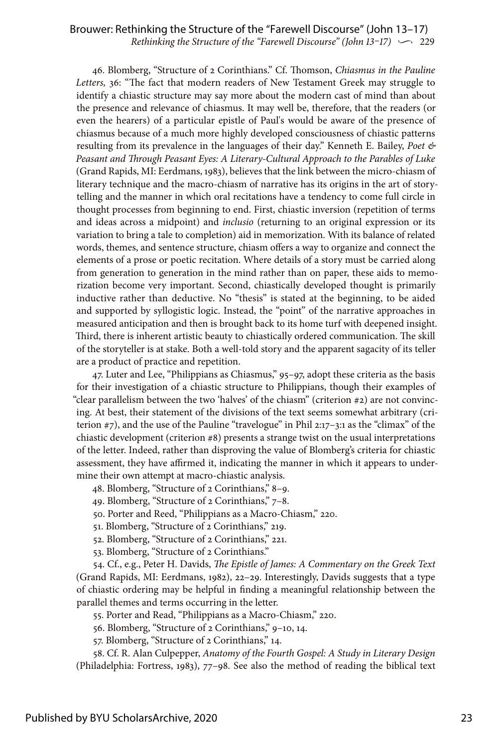46. Blomberg, "Structure of 2 Corinthians." Cf. Thomson, *Chiasmus in the Pauline Letters,* 36: "The fact that modern readers of New Testament Greek may struggle to identify a chiastic structure may say more about the modern cast of mind than about the presence and relevance of chiasmus. It may well be, therefore, that the readers (or even the hearers) of a particular epistle of Paul's would be aware of the presence of chiasmus because of a much more highly developed consciousness of chiastic patterns resulting from its prevalence in the languages of their day." Kenneth E. Bailey, *Poet & Peasant and Through Peasant Eyes: A Literary-Cultural Approach to the Parables of Luke* (Grand Rapids, MI: Eerdmans, 1983), believes that the link between the micro-chiasm of literary technique and the macro-chiasm of narrative has its origins in the art of storytelling and the manner in which oral recitations have a tendency to come full circle in thought processes from beginning to end. First, chiastic inversion (repetition of terms and ideas across a midpoint) and *inclusio* (returning to an original expression or its variation to bring a tale to completion) aid in memorization. With its balance of related words, themes, and sentence structure, chiasm offers a way to organize and connect the elements of a prose or poetic recitation. Where details of a story must be carried along from generation to generation in the mind rather than on paper, these aids to memorization become very important. Second, chiastically developed thought is primarily inductive rather than deductive. No "thesis" is stated at the beginning, to be aided and supported by syllogistic logic. Instead, the "point" of the narrative approaches in measured anticipation and then is brought back to its home turf with deepened insight. Third, there is inherent artistic beauty to chiastically ordered communication. The skill of the storyteller is at stake. Both a well-told story and the apparent sagacity of its teller are a product of practice and repetition.

47. Luter and Lee, "Philippians as Chiasmus," 95–97, adopt these criteria as the basis for their investigation of a chiastic structure to Philippians, though their examples of "clear parallelism between the two 'halves' of the chiasm" (criterion #2) are not convincing. At best, their statement of the divisions of the text seems somewhat arbitrary (criterion #7), and the use of the Pauline "travelogue" in Phil 2:17–3:1 as the "climax" of the chiastic development (criterion #8) presents a strange twist on the usual interpretations of the letter. Indeed, rather than disproving the value of Blomberg's criteria for chiastic assessment, they have affirmed it, indicating the manner in which it appears to undermine their own attempt at macro-chiastic analysis.

48. Blomberg, "Structure of 2 Corinthians," 8–9.

49. Blomberg, "Structure of 2 Corinthians," 7–8.

50. Porter and Reed, "Philippians as a Macro-Chiasm," 220.

51. Blomberg, "Structure of 2 Corinthians," 219.

52. Blomberg, "Structure of 2 Corinthians," 221.

53. Blomberg, "Structure of 2 Corinthians."

54. Cf., e.g., Peter H. Davids, *The Epistle of James: A Commentary on the Greek Text* (Grand Rapids, MI: Eerdmans, 1982), 22–29. Interestingly, Davids suggests that a type of chiastic ordering may be helpful in finding a meaningful relationship between the parallel themes and terms occurring in the letter.

55. Porter and Read, "Philippians as a Macro-Chiasm," 220.

56. Blomberg, "Structure of 2 Corinthians," 9–10, 14.

57. Blomberg, "Structure of 2 Corinthians," 14.

58. Cf. R. Alan Culpepper, *Anatomy of the Fourth Gospel: A Study in Literary Design* (Philadelphia: Fortress, 1983), 77–98. See also the method of reading the biblical text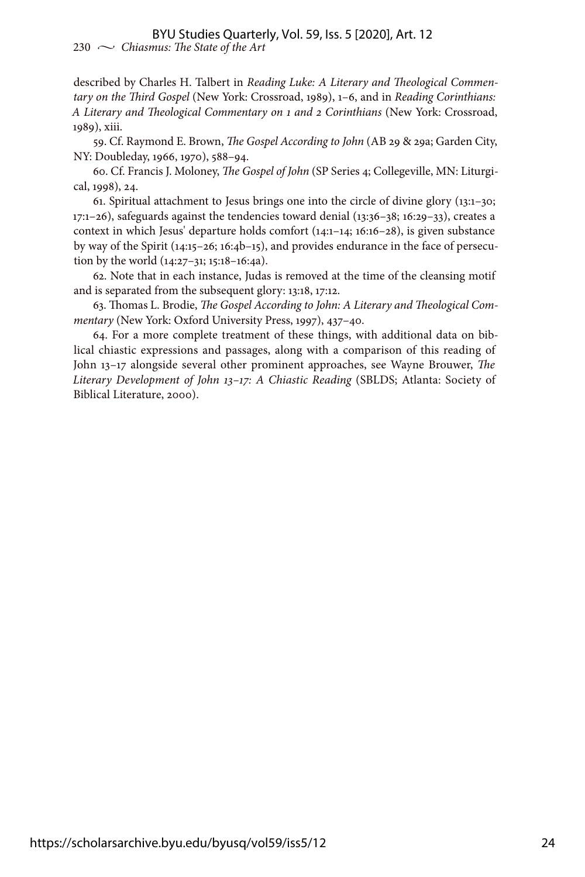described by Charles H. Talbert in *Reading Luke: A Literary and Theological Commentary on the Third Gospel* (New York: Crossroad, 1989), 1–6, and in *Reading Corinthians: A Literary and Theological Commentary on 1 and 2 Corinthians* (New York: Crossroad, 1989), xiii.

59. Cf. Raymond E. Brown, *The Gospel According to John* (AB 29 & 29a; Garden City, NY: Doubleday, 1966, 1970), 588–94.

60. Cf. Francis J. Moloney, *The Gospel of John* (SP Series 4; Collegeville, MN: Liturgical, 1998), 24.

61. Spiritual attachment to Jesus brings one into the circle of divine glory (13:1–30; 17:1–26), safeguards against the tendencies toward denial (13:36–38; 16:29–33), creates a context in which Jesus' departure holds comfort (14:1–14; 16:16–28), is given substance by way of the Spirit (14:15–26; 16:4b–15), and provides endurance in the face of persecution by the world (14:27–31; 15:18–16:4a).

62. Note that in each instance, Judas is removed at the time of the cleansing motif and is separated from the subsequent glory: 13:18, 17:12.

63. Thomas L. Brodie, *The Gospel According to John: A Literary and Theological Commentary* (New York: Oxford University Press, 1997), 437–40.

64. For a more complete treatment of these things, with additional data on biblical chiastic expressions and passages, along with a comparison of this reading of John 13–17 alongside several other prominent approaches, see Wayne Brouwer, *The Literary Development of John 13–17: A Chiastic Reading* (SBLDS; Atlanta: Society of Biblical Literature, 2000).